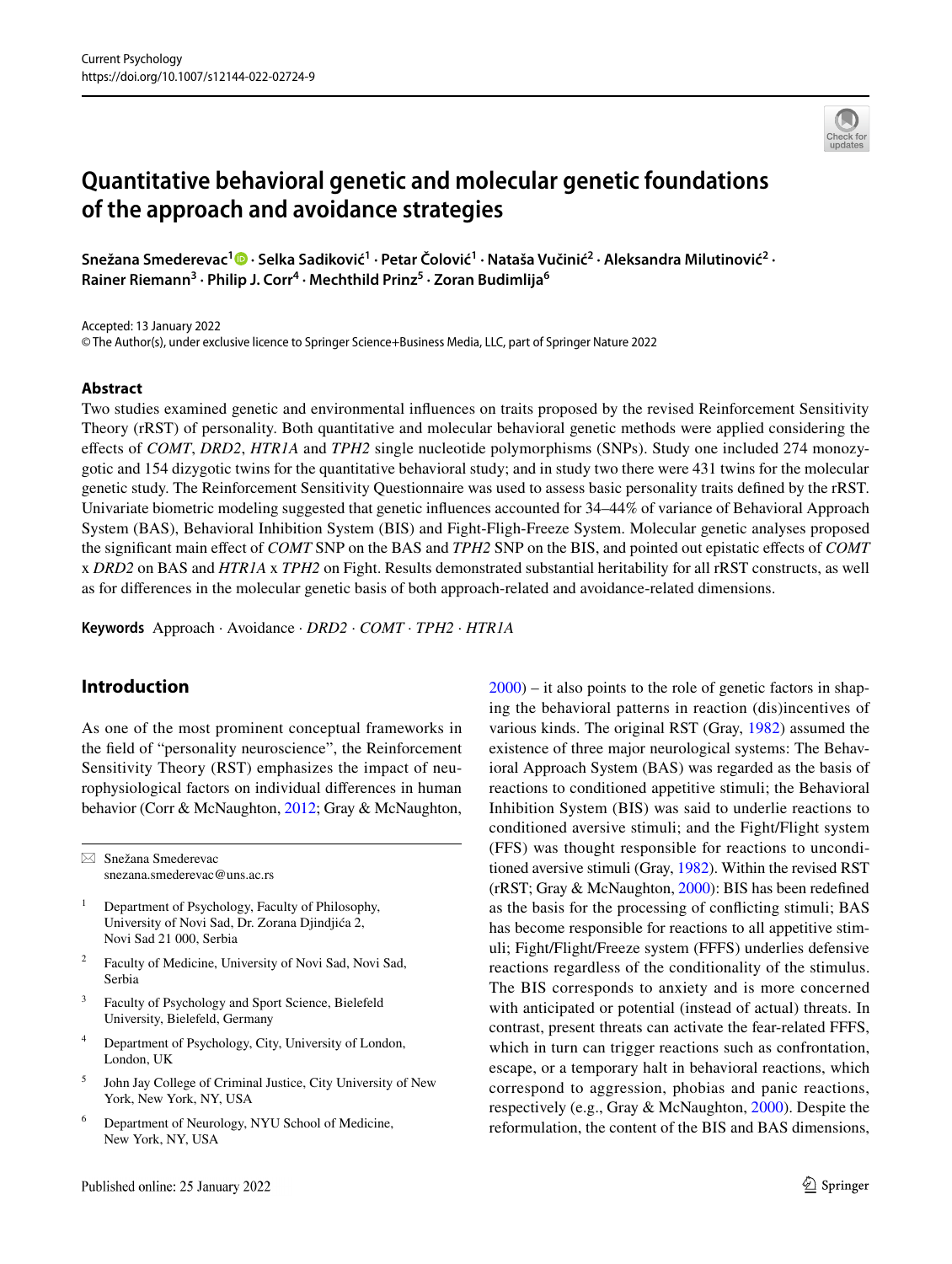# Quantitative behavioral genetic and molecular genetic foundations of the approach and avoidance strategies

**Snežana Smederevac[1] · Selka Sadiković[1] · Petar Čolović[1] · Nataša Vučinić[2] · Aleksandra Milutinović[2] · Rainer Riemann[3] · Philip J. Corr[4] · Mechthild Prinz[5] · Zoran Budimlija[6]**

Accepted: 13 January 2022
© The Author(s), under exclusive licence to Springer Science+Business Media, LLC, part of Springer Nature 2022

## Abstract

Two studies examined genetic and environmental influences on traits proposed by the revised Reinforcement Sensitivity Theory (rRST) of personality. Both quantitative and molecular behavioral genetic methods were applied considering the effects of *COMT*, *DRD2*, *HTR1A* and *TPH2* single nucleotide polymorphisms (SNPs). Study one included 274 monozygotic and 154 dizygotic twins for the quantitative behavioral study; and in study two there were 431 twins for the molecular genetic study. The Reinforcement Sensitivity Questionnaire was used to assess basic personality traits defined by the rRST. Univariate biometric modeling suggested that genetic influences accounted for 34–44% of variance of Behavioral Approach System (BAS), Behavioral Inhibition System (BIS) and Fight-Fligh-Freeze System. Molecular genetic analyses proposed the significant main effect of *COMT* SNP on the BAS and *TPH2* SNP on the BIS, and pointed out epistatic effects of *COMT* x *DRD2* on BAS and *HTR1A* x *TPH2* on Fight. Results demonstrated substantial heritability for all rRST constructs, as well as for differences in the molecular genetic basis of both approach-related and avoidance-related dimensions.

**Keywords** Approach · Avoidance · *DRD2* · *COMT* · *TPH2* · *HTR1A*

## Introduction

As one of the most prominent conceptual frameworks in the field of "personality neuroscience", the Reinforcement Sensitivity Theory (RST) emphasizes the impact of neurophysiological factors on individual differences in human behavior (Corr & McNaughton, 2012; Gray & McNaughton, 2000) – it also points to the role of genetic factors in shaping the behavioral patterns in reaction (dis)incentives of various kinds. The original RST (Gray, 1982) assumed the existence of three major neurological systems: The Behavioral Approach System (BAS) was regarded as the basis of reactions to conditioned appetitive stimuli; the Behavioral Inhibition System (BIS) was said to underlie reactions to conditioned aversive stimuli; and the Fight/Flight system (FFS) was thought responsible for reactions to unconditioned aversive stimuli (Gray, 1982). Within the revised RST (rRST; Gray & McNaughton, 2000): BIS has been redefined as the basis for the processing of conflicting stimuli; BAS has become responsible for reactions to all appetitive stimuli; Fight/Flight/Freeze system (FFFS) underlies defensive reactions regardless of the conditionality of the stimulus. The BIS corresponds to anxiety and is more concerned with anticipated or potential (instead of actual) threats. In contrast, present threats can activate the fear-related FFFS, which in turn can trigger reactions such as confrontation, escape, or a temporary halt in behavioral reactions, which correspond to aggression, phobias and panic reactions, respectively (e.g., Gray & McNaughton, 2000). Despite the reformulation, the content of the BIS and BAS dimensions,

---

✉ Snežana Smederevac
snezana.smederevac@uns.ac.rs

1 Department of Psychology, Faculty of Philosophy, University of Novi Sad, Dr. Zorana Djindjića 2, Novi Sad 21 000, Serbia

2 Faculty of Medicine, University of Novi Sad, Novi Sad, Serbia

3 Faculty of Psychology and Sport Science, Bielefeld University, Bielefeld, Germany

4 Department of Psychology, City, University of London, London, UK

5 John Jay College of Criminal Justice, City University of New York, New York, NY, USA

6 Department of Neurology, NYU School of Medicine, New York, NY, USA

Published online: 25 January 2022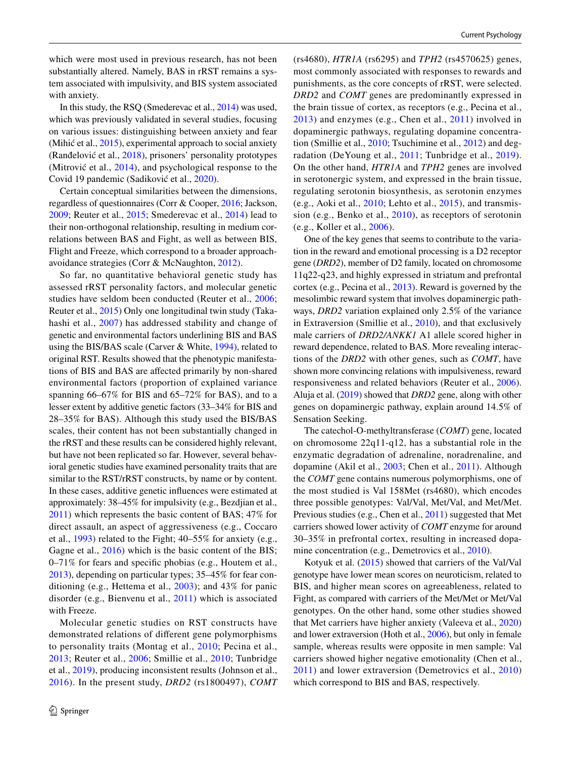which were most used in previous research, has not been substantially altered. Namely, BAS in rRST remains a system associated with impulsivity, and BIS system associated with anxiety.

In this study, the RSQ (Smederevac et al., 2014) was used, which was previously validated in several studies, focusing on various issues: distinguishing between anxiety and fear (Mihić et al., 2015), experimental approach to social anxiety (Ranđelović et al., 2018), prisoners' personality prototypes (Mitrović et al., 2014), and psychological response to the Covid 19 pandemic (Sadiković et al., 2020).

Certain conceptual similarities between the dimensions, regardless of questionnaires (Corr & Cooper, 2016; Jackson, 2009; Reuter et al., 2015; Smederevac et al., 2014) lead to their non-orthogonal relationship, resulting in medium correlations between BAS and Fight, as well as between BIS, Flight and Freeze, which correspond to a broader approach-avoidance strategies (Corr & McNaughton, 2012).

So far, no quantitative behavioral genetic study has assessed rRST personality factors, and molecular genetic studies have seldom been conducted (Reuter et al., 2006; Reuter et al., 2015) Only one longitudinal twin study (Takahashi et al., 2007) has addressed stability and change of genetic and environmental factors underlining BIS and BAS using the BIS/BAS scale (Carver & White, 1994), related to original RST. Results showed that the phenotypic manifestations of BIS and BAS are affected primarily by non-shared environmental factors (proportion of explained variance spanning 66–67% for BIS and 65–72% for BAS), and to a lesser extent by additive genetic factors (33–34% for BIS and 28–35% for BAS). Although this study used the BIS/BAS scales, their content has not been substantially changed in the rRST and these results can be considered highly relevant, but have not been replicated so far. However, several behavioral genetic studies have examined personality traits that are similar to the RST/rRST constructs, by name or by content. In these cases, additive genetic influences were estimated at approximately: 38–45% for impulsivity (e.g., Bezdjian et al., 2011) which represents the basic content of BAS; 47% for direct assault, an aspect of aggressiveness (e.g., Coccaro et al., 1993) related to the Fight; 40–55% for anxiety (e.g., Gagne et al., 2016) which is the basic content of the BIS; 0–71% for fears and specific phobias (e.g., Houtem et al., 2013), depending on particular types; 35–45% for fear conditioning (e.g., Hettema et al., 2003); and 43% for panic disorder (e.g., Bienvenu et al., 2011) which is associated with Freeze.

Molecular genetic studies on RST constructs have demonstrated relations of different gene polymorphisms to personality traits (Montag et al., 2010; Pecina et al., 2013; Reuter et al., 2006; Smillie et al., 2010; Tunbridge et al., 2019), producing inconsistent results (Johnson et al., 2016). In the present study, *DRD2* (rs1800497), *COMT* (rs4680), *HTR1A* (rs6295) and *TPH2* (rs4570625) genes, most commonly associated with responses to rewards and punishments, as the core concepts of rRST, were selected. *DRD2* and *COMT* genes are predominantly expressed in the brain tissue of cortex, as receptors (e.g., Pecina et al., 2013) and enzymes (e.g., Chen et al., 2011) involved in dopaminergic pathways, regulating dopamine concentration (Smillie et al., 2010; Tsuchimine et al., 2012) and degradation (DeYoung et al., 2011; Tunbridge et al., 2019). On the other hand, *HTR1A* and *TPH2* genes are involved in serotonergic system, and expressed in the brain tissue, regulating serotonin biosynthesis, as serotonin enzymes (e.g., Aoki et al., 2010; Lehto et al., 2015), and transmission (e.g., Benko et al., 2010), as receptors of serotonin (e.g., Koller et al., 2006).

One of the key genes that seems to contribute to the variation in the reward and emotional processing is a D2 receptor gene (*DRD2*), member of D2 family, located on chromosome 11q22-q23, and highly expressed in striatum and prefrontal cortex (e.g., Pecina et al., 2013). Reward is governed by the mesolimbic reward system that involves dopaminergic pathways, *DRD2* variation explained only 2.5% of the variance in Extraversion (Smillie et al., 2010), and that exclusively male carriers of *DRD2/ANKK1* A1 allele scored higher in reward dependence, related to BAS. More revealing interactions of the *DRD2* with other genes, such as *COMT*, have shown more convincing relations with impulsiveness, reward responsiveness and related behaviors (Reuter et al., 2006). Aluja et al. (2019) showed that *DRD2* gene, along with other genes on dopaminergic pathway, explain around 14.5% of Sensation Seeking.

The catechol-O-methyltransferase (*COMT*) gene, located on chromosome 22q11-q12, has a substantial role in the enzymatic degradation of adrenaline, noradrenaline, and dopamine (Akil et al., 2003; Chen et al., 2011). Although the *COMT* gene contains numerous polymorphisms, one of the most studied is Val 158Met (rs4680), which encodes three possible genotypes: Val/Val, Met/Val, and Met/Met. Previous studies (e.g., Chen et al., 2011) suggested that Met carriers showed lower activity of *COMT* enzyme for around 30–35% in prefrontal cortex, resulting in increased dopamine concentration (e.g., Demetrovics et al., 2010).

Kotyuk et al. (2015) showed that carriers of the Val/Val genotype have lower mean scores on neuroticism, related to BIS, and higher mean scores on agreeableness, related to Fight, as compared with carriers of the Met/Met or Met/Val genotypes. On the other hand, some other studies showed that Met carriers have higher anxiety (Valeeva et al., 2020) and lower extraversion (Hoth et al., 2006), but only in female sample, whereas results were opposite in men sample: Val carriers showed higher negative emotionality (Chen et al., 2011) and lower extraversion (Demetrovics et al., 2010) which correspond to BIS and BAS, respectively.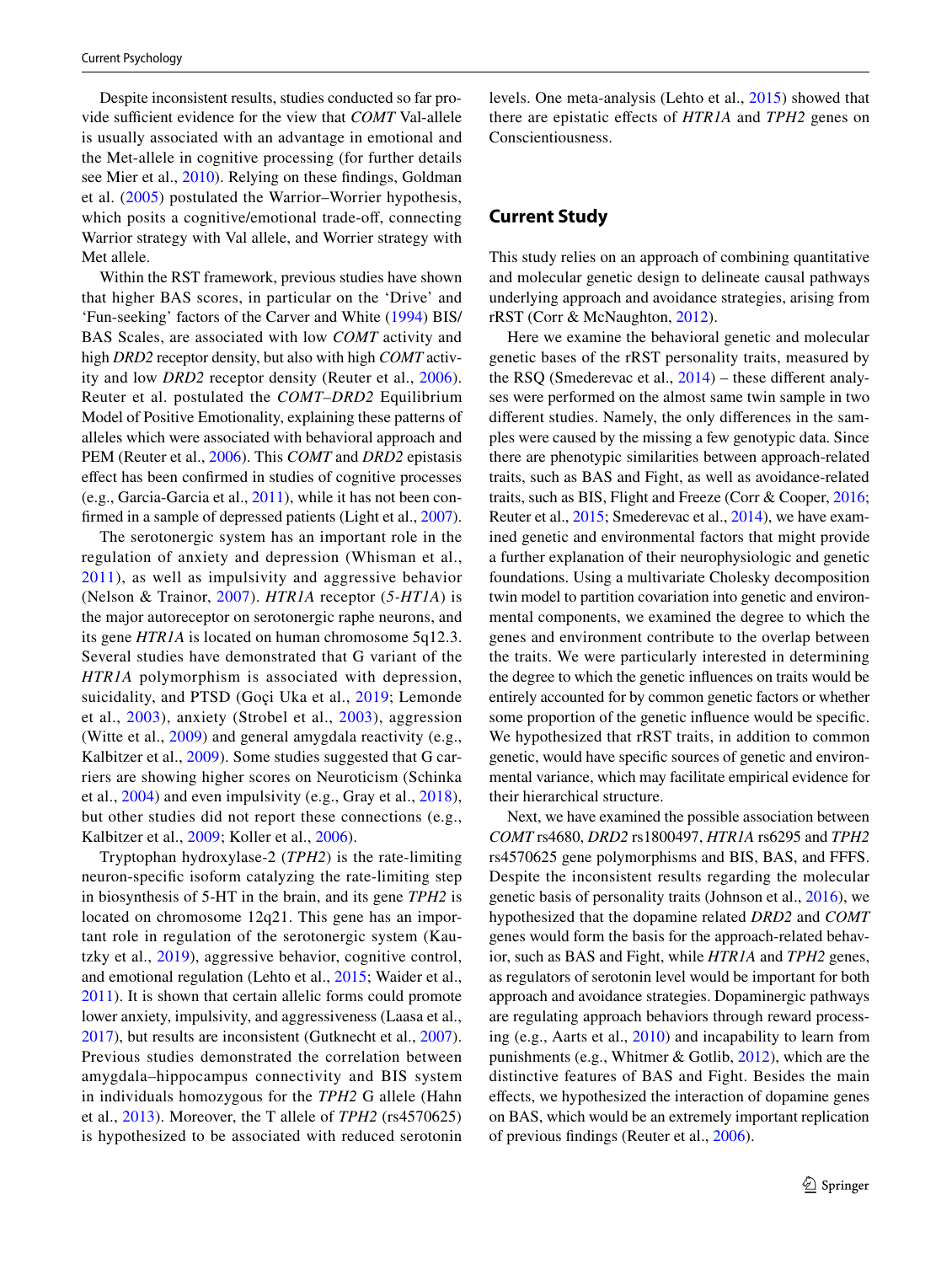Despite inconsistent results, studies conducted so far provide sufficient evidence for the view that *COMT* Val-allele is usually associated with an advantage in emotional and the Met-allele in cognitive processing (for further details see Mier et al., 2010). Relying on these findings, Goldman et al. (2005) postulated the Warrior–Worrier hypothesis, which posits a cognitive/emotional trade-off, connecting Warrior strategy with Val allele, and Worrier strategy with Met allele.

Within the RST framework, previous studies have shown that higher BAS scores, in particular on the 'Drive' and 'Fun-seeking' factors of the Carver and White (1994) BIS/BAS Scales, are associated with low *COMT* activity and high *DRD2* receptor density, but also with high *COMT* activity and low *DRD2* receptor density (Reuter et al., 2006). Reuter et al. postulated the *COMT*–*DRD2* Equilibrium Model of Positive Emotionality, explaining these patterns of alleles which were associated with behavioral approach and PEM (Reuter et al., 2006). This *COMT* and *DRD2* epistasis effect has been confirmed in studies of cognitive processes (e.g., Garcia-Garcia et al., 2011), while it has not been confirmed in a sample of depressed patients (Light et al., 2007).

The serotonergic system has an important role in the regulation of anxiety and depression (Whisman et al., 2011), as well as impulsivity and aggressive behavior (Nelson & Trainor, 2007). *HTR1A* receptor (*5-HT1A*) is the major autoreceptor on serotonergic raphe neurons, and its gene *HTR1A* is located on human chromosome 5q12.3. Several studies have demonstrated that G variant of the *HTR1A* polymorphism is associated with depression, suicidality, and PTSD (Goçi Uka et al., 2019; Lemonde et al., 2003), anxiety (Strobel et al., 2003), aggression (Witte et al., 2009) and general amygdala reactivity (e.g., Kalbitzer et al., 2009). Some studies suggested that G carriers are showing higher scores on Neuroticism (Schinka et al., 2004) and even impulsivity (e.g., Gray et al., 2018), but other studies did not report these connections (e.g., Kalbitzer et al., 2009; Koller et al., 2006).

Tryptophan hydroxylase-2 (*TPH2*) is the rate-limiting neuron-specific isoform catalyzing the rate-limiting step in biosynthesis of 5-HT in the brain, and its gene *TPH2* is located on chromosome 12q21. This gene has an important role in regulation of the serotonergic system (Kautzky et al., 2019), aggressive behavior, cognitive control, and emotional regulation (Lehto et al., 2015; Waider et al., 2011). It is shown that certain allelic forms could promote lower anxiety, impulsivity, and aggressiveness (Laasa et al., 2017), but results are inconsistent (Gutknecht et al., 2007). Previous studies demonstrated the correlation between amygdala–hippocampus connectivity and BIS system in individuals homozygous for the *TPH2* G allele (Hahn et al., 2013). Moreover, the T allele of *TPH2* (rs4570625) is hypothesized to be associated with reduced serotonin levels. One meta-analysis (Lehto et al., 2015) showed that there are epistatic effects of *HTR1A* and *TPH2* genes on Conscientiousness.

## Current Study

This study relies on an approach of combining quantitative and molecular genetic design to delineate causal pathways underlying approach and avoidance strategies, arising from rRST (Corr & McNaughton, 2012).

Here we examine the behavioral genetic and molecular genetic bases of the rRST personality traits, measured by the RSQ (Smederevac et al., 2014) – these different analyses were performed on the almost same twin sample in two different studies. Namely, the only differences in the samples were caused by the missing a few genotypic data. Since there are phenotypic similarities between approach-related traits, such as BAS and Fight, as well as avoidance-related traits, such as BIS, Flight and Freeze (Corr & Cooper, 2016; Reuter et al., 2015; Smederevac et al., 2014), we have examined genetic and environmental factors that might provide a further explanation of their neurophysiologic and genetic foundations. Using a multivariate Cholesky decomposition twin model to partition covariation into genetic and environmental components, we examined the degree to which the genes and environment contribute to the overlap between the traits. We were particularly interested in determining the degree to which the genetic influences on traits would be entirely accounted for by common genetic factors or whether some proportion of the genetic influence would be specific. We hypothesized that rRST traits, in addition to common genetic, would have specific sources of genetic and environmental variance, which may facilitate empirical evidence for their hierarchical structure.

Next, we have examined the possible association between *COMT* rs4680, *DRD2* rs1800497, *HTR1A* rs6295 and *TPH2* rs4570625 gene polymorphisms and BIS, BAS, and FFFS. Despite the inconsistent results regarding the molecular genetic basis of personality traits (Johnson et al., 2016), we hypothesized that the dopamine related *DRD2* and *COMT* genes would form the basis for the approach-related behavior, such as BAS and Fight, while *HTR1A* and *TPH2* genes, as regulators of serotonin level would be important for both approach and avoidance strategies. Dopaminergic pathways are regulating approach behaviors through reward processing (e.g., Aarts et al., 2010) and incapability to learn from punishments (e.g., Whitmer & Gotlib, 2012), which are the distinctive features of BAS and Fight. Besides the main effects, we hypothesized the interaction of dopamine genes on BAS, which would be an extremely important replication of previous findings (Reuter et al., 2006).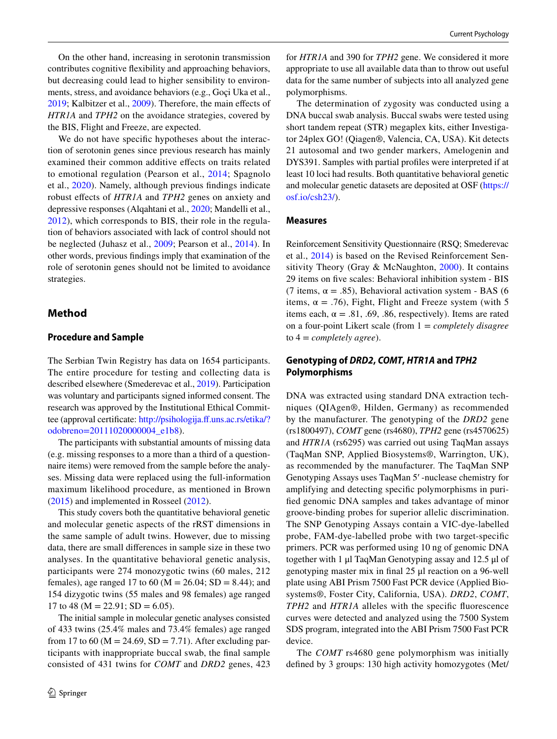On the other hand, increasing in serotonin transmission contributes cognitive flexibility and approaching behaviors, but decreasing could lead to higher sensibility to environments, stress, and avoidance behaviors (e.g., Goçi Uka et al., 2019; Kalbitzer et al., 2009). Therefore, the main effects of *HTR1A* and *TPH2* on the avoidance strategies, covered by the BIS, Flight and Freeze, are expected.

We do not have specific hypotheses about the interaction of serotonin genes since previous research has mainly examined their common additive effects on traits related to emotional regulation (Pearson et al., 2014; Spagnolo et al., 2020). Namely, although previous findings indicate robust effects of *HTR1A* and *TPH2* genes on anxiety and depressive responses (Alqahtani et al., 2020; Mandelli et al., 2012), which corresponds to BIS, their role in the regulation of behaviors associated with lack of control should not be neglected (Juhasz et al., 2009; Pearson et al., 2014). In other words, previous findings imply that examination of the role of serotonin genes should not be limited to avoidance strategies.

## Method

### Procedure and Sample

The Serbian Twin Registry has data on 1654 participants. The entire procedure for testing and collecting data is described elsewhere (Smederevac et al., 2019). Participation was voluntary and participants signed informed consent. The research was approved by the Institutional Ethical Committee (approval certificate: http://psihologija.ff.uns.ac.rs/etika/?odobreno=20111020000004_e1b8).

The participants with substantial amounts of missing data (e.g. missing responses to a more than a third of a questionnaire items) were removed from the sample before the analyses. Missing data were replaced using the full-information maximum likelihood procedure, as mentioned in Brown (2015) and implemented in Rosseel (2012).

This study covers both the quantitative behavioral genetic and molecular genetic aspects of the rRST dimensions in the same sample of adult twins. However, due to missing data, there are small differences in sample size in these two analyses. In the quantitative behavioral genetic analysis, participants were 274 monozygotic twins (60 males, 212 females), age ranged 17 to 60 (M = 26.04; SD = 8.44); and 154 dizygotic twins (55 males and 98 females) age ranged 17 to 48 (M = 22.91; SD = 6.05).

The initial sample in molecular genetic analyses consisted of 433 twins (25.4% males and 73.4% females) age ranged from 17 to 60 (M = 24.69, SD = 7.71). After excluding participants with inappropriate buccal swab, the final sample consisted of 431 twins for *COMT* and *DRD2* genes, 423 for *HTR1A* and 390 for *TPH2* gene. We considered it more appropriate to use all available data than to throw out useful data for the same number of subjects into all analyzed gene polymorphisms.

The determination of zygosity was conducted using a DNA buccal swab analysis. Buccal swabs were tested using short tandem repeat (STR) megaplex kits, either Investigator 24plex GO! (Qiagen®, Valencia, CA, USA). Kit detects 21 autosomal and two gender markers, Amelogenin and DYS391. Samples with partial profiles were interpreted if at least 10 loci had results. Both quantitative behavioral genetic and molecular genetic datasets are deposited at OSF (https://osf.io/csh23/).

### Measures

Reinforcement Sensitivity Questionnaire (RSQ; Smederevac et al., 2014) is based on the Revised Reinforcement Sensitivity Theory (Gray & McNaughton, 2000). It contains 29 items on five scales: Behavioral inhibition system - BIS (7 items, α = .85), Behavioral activation system - BAS (6 items, α = .76), Fight, Flight and Freeze system (with 5 items each, α = .81, .69, .86, respectively). Items are rated on a four-point Likert scale (from 1 = *completely disagree* to 4 = *completely agree*).

### Genotyping of *DRD2*, *COMT*, *HTR1A* and *TPH2* Polymorphisms

DNA was extracted using standard DNA extraction techniques (QIAgen®, Hilden, Germany) as recommended by the manufacturer. The genotyping of the *DRD2* gene (rs1800497), *COMT* gene (rs4680), *TPH2* gene (rs4570625) and *HTR1A* (rs6295) was carried out using TaqMan assays (TaqMan SNP, Applied Biosystems®, Warrington, UK), as recommended by the manufacturer. The TaqMan SNP Genotyping Assays uses TaqMan 5′-nuclease chemistry for amplifying and detecting specific polymorphisms in purified genomic DNA samples and takes advantage of minor groove-binding probes for superior allelic discrimination. The SNP Genotyping Assays contain a VIC-dye-labelled probe, FAM-dye-labelled probe with two target-specific primers. PCR was performed using 10 ng of genomic DNA together with 1 μl TaqMan Genotyping assay and 12.5 μl of genotyping master mix in final 25 μl reaction on a 96-well plate using ABI Prism 7500 Fast PCR device (Applied Biosystems®, Foster City, California, USA). *DRD2*, *COMT*, *TPH2* and *HTR1A* alleles with the specific fluorescence curves were detected and analyzed using the 7500 System SDS program, integrated into the ABI Prism 7500 Fast PCR device.

The *COMT* rs4680 gene polymorphism was initially defined by 3 groups: 130 high activity homozygotes (Met/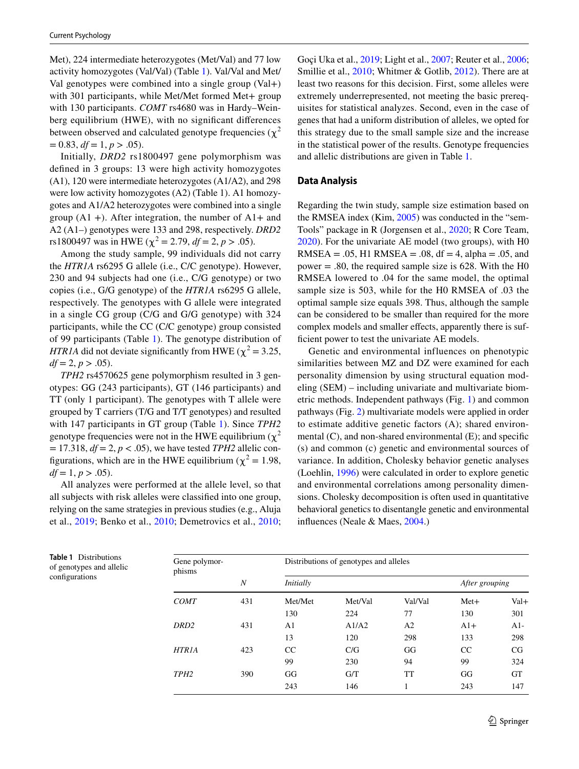Met), 224 intermediate heterozygotes (Met/Val) and 77 low activity homozygotes (Val/Val) (Table 1). Val/Val and Met/Val genotypes were combined into a single group (Val+) with 301 participants, while Met/Met formed Met+ group with 130 participants. *COMT* rs4680 was in Hardy–Weinberg equilibrium (HWE), with no significant differences between observed and calculated genotype frequencies ($\chi^2 = 0.83$, $df = 1$, $p > .05$).

Initially, *DRD2* rs1800497 gene polymorphism was defined in 3 groups: 13 were high activity homozygotes (A1), 120 were intermediate heterozygotes (A1/A2), and 298 were low activity homozygotes (A2) (Table 1). A1 homozygotes and A1/A2 heterozygotes were combined into a single group (A1 +). After integration, the number of A1+ and A2 (A1–) genotypes were 133 and 298, respectively. *DRD2* rs1800497 was in HWE ($\chi^2 = 2.79$, $df = 2$, $p > .05$).

Among the study sample, 99 individuals did not carry the *HTR1A* rs6295 G allele (i.e., C/C genotype). However, 230 and 94 subjects had one (i.e., C/G genotype) or two copies (i.e., G/G genotype) of the *HTR1A* rs6295 G allele, respectively. The genotypes with G allele were integrated in a single CG group (C/G and G/G genotype) with 324 participants, while the CC (C/C genotype) group consisted of 99 participants (Table 1). The genotype distribution of *HTR1A* did not deviate significantly from HWE ($\chi^2 = 3.25$, $df = 2$, $p > .05$).

*TPH2* rs4570625 gene polymorphism resulted in 3 genotypes: GG (243 participants), GT (146 participants) and TT (only 1 participant). The genotypes with T allele were grouped by T carriers (T/G and T/T genotypes) and resulted with 147 participants in GT group (Table 1). Since *TPH2* genotype frequencies were not in the HWE equilibrium ($\chi^2 = 17.318$, $df = 2$, $p < .05$), we have tested *TPH2* allelic configurations, which are in the HWE equilibrium ($\chi^2 = 1.98$, $df = 1$, $p > .05$).

All analyzes were performed at the allele level, so that all subjects with risk alleles were classified into one group, relying on the same strategies in previous studies (e.g., Aluja et al., 2019; Benko et al., 2010; Demetrovics et al., 2010; Goçi Uka et al., 2019; Light et al., 2007; Reuter et al., 2006; Smillie et al., 2010; Whitmer & Gotlib, 2012). There are at least two reasons for this decision. First, some alleles were extremely underrepresented, not meeting the basic prerequisites for statistical analyzes. Second, even in the case of genes that had a uniform distribution of alleles, we opted for this strategy due to the small sample size and the increase in the statistical power of the results. Genotype frequencies and allelic distributions are given in Table 1.

## Data Analysis

Regarding the twin study, sample size estimation based on the RMSEA index (Kim, 2005) was conducted in the "semTools" package in R (Jorgensen et al., 2020; R Core Team, 2020). For the univariate AE model (two groups), with H0 RMSEA = .05, H1 RMSEA = .08, df = 4, alpha = .05, and power = .80, the required sample size is 628. With the H0 RMSEA lowered to .04 for the same model, the optimal sample size is 503, while for the H0 RMSEA of .03 the optimal sample size equals 398. Thus, although the sample can be considered to be smaller than required for the more complex models and smaller effects, apparently there is sufficient power to test the univariate AE models.

Genetic and environmental influences on phenotypic similarities between MZ and DZ were examined for each personality dimension by using structural equation modeling (SEM) – including univariate and multivariate biometric methods. Independent pathways (Fig. 1) and common pathways (Fig. 2) multivariate models were applied in order to estimate additive genetic factors (A); shared environmental (C), and non-shared environmental (E); and specific (s) and common (c) genetic and environmental sources of variance. In addition, Cholesky behavior genetic analyses (Loehlin, 1996) were calculated in order to explore genetic and environmental correlations among personality dimensions. Cholesky decomposition is often used in quantitative behavioral genetics to disentangle genetic and environmental influences (Neale & Maes, 2004.)

**Table 1** Distributions of genotypes and allelic configurations

| Gene polymorphisms | | Distributions of genotypes and alleles | | | | |
|---|---|---|---|---|---|---|
| | *N* | *Initially* | | | *After grouping* | |
| ***COMT*** | 431 | Met/Met | Met/Val | Val/Val | Met+ | Val+ |
| | | 130 | 224 | 77 | 130 | 301 |
| ***DRD2*** | 431 | A1 | A1/A2 | A2 | A1+ | A1- |
| | | 13 | 120 | 298 | 133 | 298 |
| ***HTR1A*** | 423 | CC | C/G | GG | CC | CG |
| | | 99 | 230 | 94 | 99 | 324 |
| ***TPH2*** | 390 | GG | G/T | TT | GG | GT |
| | | 243 | 146 | 1 | 243 | 147 |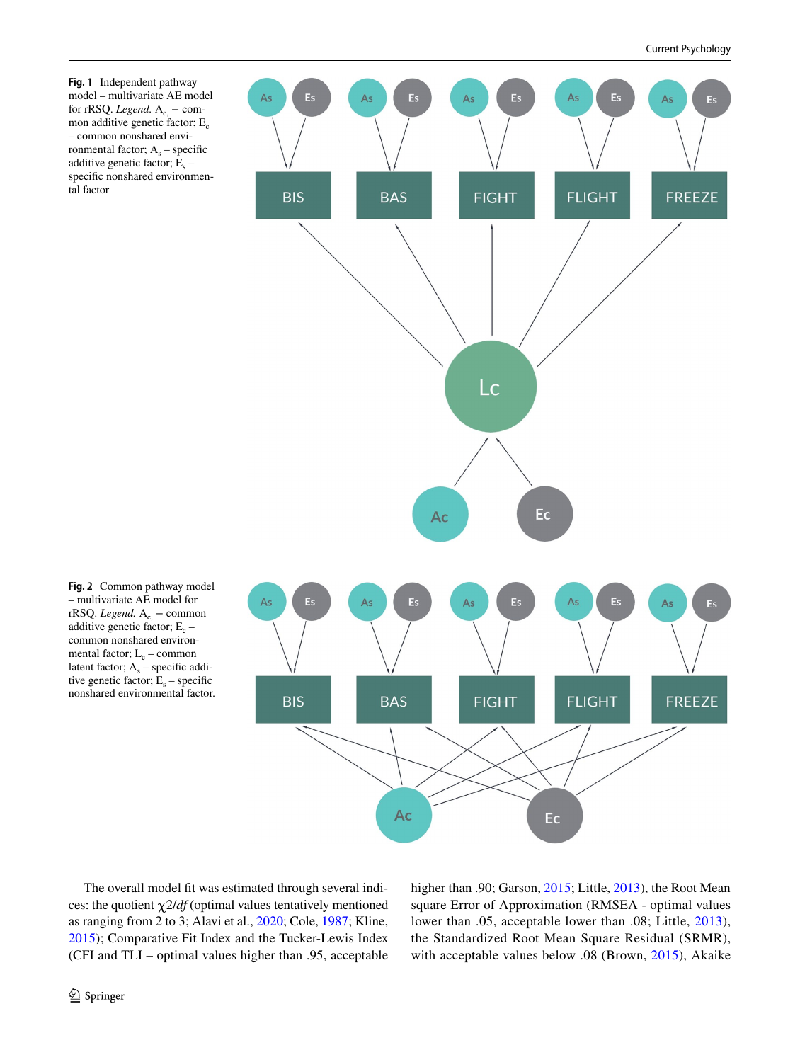**Fig. 1** Independent pathway model – multivariate AE model for rRSQ. *Legend.* $A_c$ – common additive genetic factor; $E_c$ – common nonshared environmental factor; $A_s$ – specific additive genetic factor; $E_s$ – specific nonshared environmental factor

**Fig. 2** Common pathway model – multivariate AE model for rRSQ. *Legend.* $A_c$ – common additive genetic factor; $E_c$ – common nonshared environmental factor; $L_c$ – common latent factor; $A_s$ – specific additive genetic factor; $E_s$ – specific nonshared environmental factor.

The overall model fit was estimated through several indices: the quotient $\chi 2/df$ (optimal values tentatively mentioned as ranging from 2 to 3; Alavi et al., 2020; Cole, 1987; Kline, 2015); Comparative Fit Index and the Tucker-Lewis Index (CFI and TLI – optimal values higher than .95, acceptable higher than .90; Garson, 2015; Little, 2013), the Root Mean square Error of Approximation (RMSEA - optimal values lower than .05, acceptable lower than .08; Little, 2013), the Standardized Root Mean Square Residual (SRMR), with acceptable values below .08 (Brown, 2015), Akaike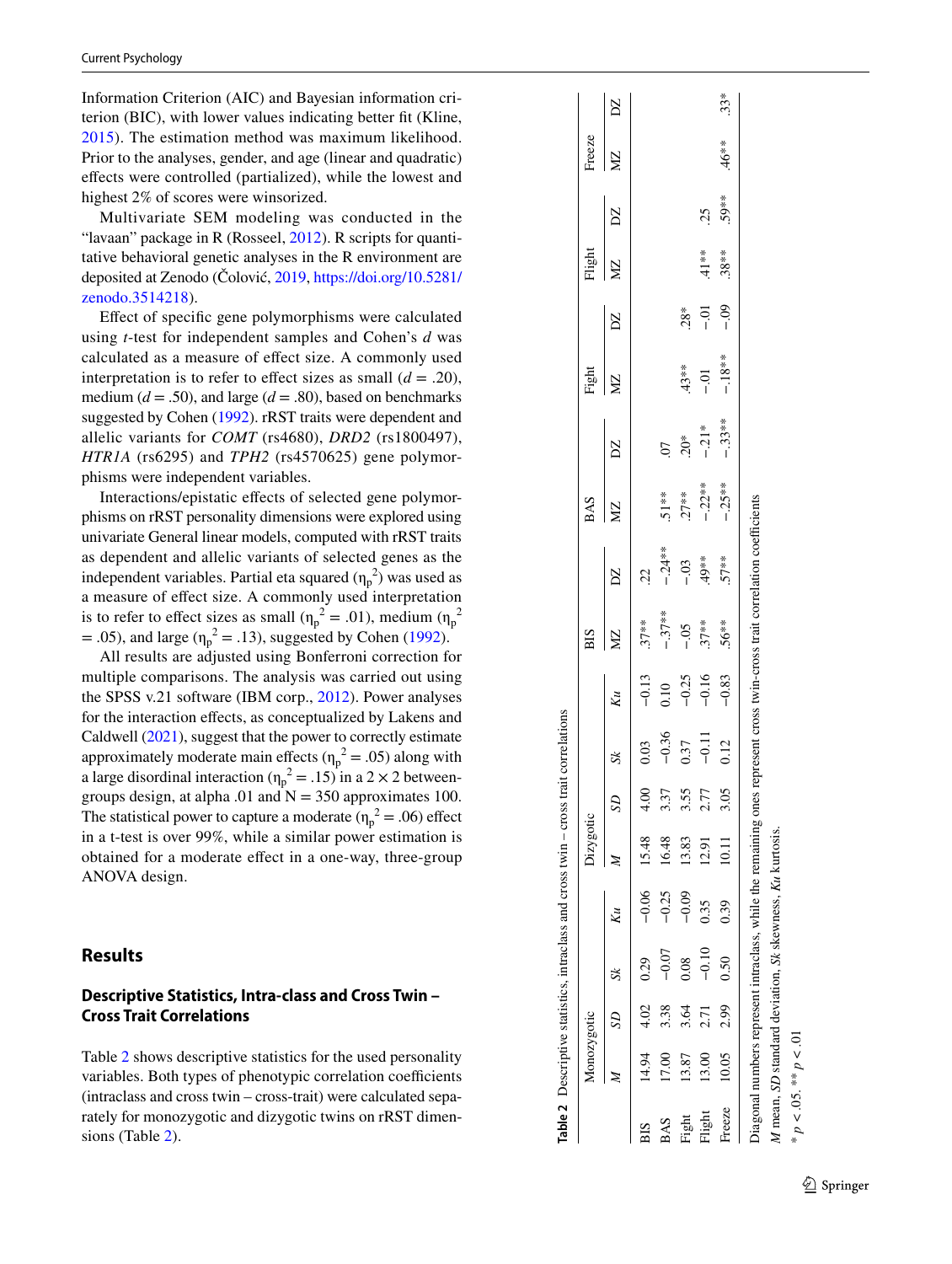Information Criterion (AIC) and Bayesian information criterion (BIC), with lower values indicating better fit (Kline, 2015). The estimation method was maximum likelihood. Prior to the analyses, gender, and age (linear and quadratic) effects were controlled (partialized), while the lowest and highest 2% of scores were winsorized.

Multivariate SEM modeling was conducted in the "lavaan" package in R (Rosseel, 2012). R scripts for quantitative behavioral genetic analyses in the R environment are deposited at Zenodo (Čolović, 2019, https://doi.org/10.5281/zenodo.3514218).

Effect of specific gene polymorphisms were calculated using *t*-test for independent samples and Cohen's *d* was calculated as a measure of effect size. A commonly used interpretation is to refer to effect sizes as small ($d = .20$), medium ($d = .50$), and large ($d = .80$), based on benchmarks suggested by Cohen (1992). rRST traits were dependent and allelic variants for *COMT* (rs4680), *DRD2* (rs1800497), *HTR1A* (rs6295) and *TPH2* (rs4570625) gene polymorphisms were independent variables.

Interactions/epistatic effects of selected gene polymorphisms on rRST personality dimensions were explored using univariate General linear models, computed with rRST traits as dependent and allelic variants of selected genes as the independent variables. Partial eta squared ($\eta_p^2$) was used as a measure of effect size. A commonly used interpretation is to refer to effect sizes as small ($\eta_p^2 = .01$), medium ($\eta_p^2 = .05$), and large ($\eta_p^2 = .13$), suggested by Cohen (1992).

All results are adjusted using Bonferroni correction for multiple comparisons. The analysis was carried out using the SPSS v.21 software (IBM corp., 2012). Power analyses for the interaction effects, as conceptualized by Lakens and Caldwell (2021), suggest that the power to correctly estimate approximately moderate main effects ($\eta_p^2 = .05$) along with a large disordinal interaction ($\eta_p^2 = .15$) in a $2 \times 2$ between-groups design, at alpha .01 and N = 350 approximates 100. The statistical power to capture a moderate ($\eta_p^2 = .06$) effect in a t-test is over 99%, while a similar power estimation is obtained for a moderate effect in a one-way, three-group ANOVA design.

## Results

### Descriptive Statistics, Intra-class and Cross Twin – Cross Trait Correlations

Table 2 shows descriptive statistics for the used personality variables. Both types of phenotypic correlation coefficients (intraclass and cross twin – cross-trait) were calculated separately for monozygotic and dizygotic twins on rRST dimensions (Table 2).

**Table 2** Descriptive statistics, intraclass and cross twin – cross trait correlations

| | Monozygotic | | | | Dizygotic | | | | BIS | | BAS | | Fight | | Flight | | Freeze | |
|---|---|---|---|---|---|---|---|---|---|---|---|---|---|---|---|---|---|---|
| | *M* | *SD* | *Sk* | *Ku* | *M* | *SD* | *Sk* | *Ku* | MZ | DZ | MZ | DZ | MZ | DZ | MZ | DZ | MZ | DZ |
| BIS | 14.94 | 4.02 | 0.29 | −0.06 | 15.48 | 4.00 | 0.03 | −0.13 | .37** | .22 | | | | | | | | |
| BAS | 17.00 | 3.38 | −0.07 | −0.25 | 16.48 | 3.37 | −0.36 | 0.10 | −.37** | −.24** | .51** | .07 | | | | | | |
| Fight | 13.87 | 3.64 | 0.08 | −0.09 | 13.83 | 3.55 | 0.37 | −0.25 | −.05 | −.03 | .27** | .20* | .43** | .28* | | | | |
| Flight | 13.00 | 2.71 | −0.10 | 0.35 | 12.91 | 2.77 | −0.11 | −0.16 | .37** | .49** | −.22** | −.21* | −.01 | −.01 | .41** | .25 | | |
| Freeze | 10.05 | 2.99 | 0.50 | 0.39 | 10.11 | 3.05 | 0.12 | −0.83 | .56** | .57** | −.25** | −.33** | −.18** | −.09 | .38** | .59** | .46** | .33* |

Diagonal numbers represent intraclass, while the remaining ones represent cross twin-cross trait correlation coefficients

*M* mean, *SD* standard deviation, *Sk* skewness, *Ku* kurtosis.

* $p < .05$. ** $p < .01$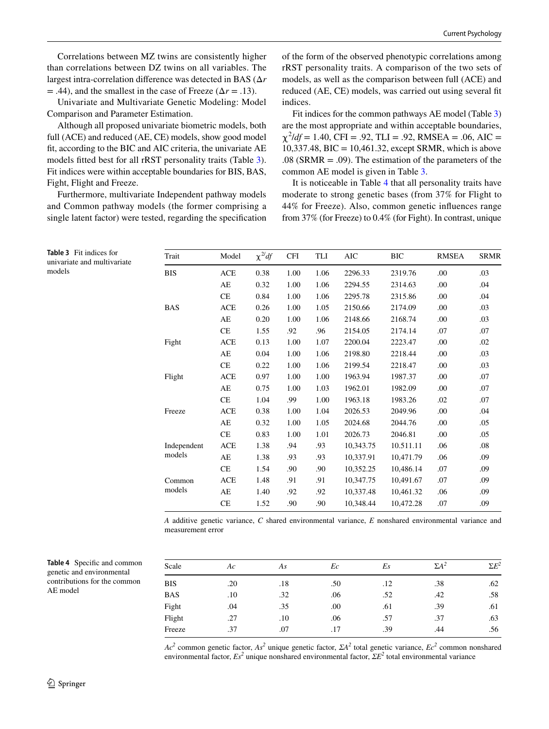Correlations between MZ twins are consistently higher than correlations between DZ twins on all variables. The largest intra-correlation difference was detected in BAS ($\Delta r$ = .44), and the smallest in the case of Freeze ($\Delta r$ = .13).

Univariate and Multivariate Genetic Modeling: Model Comparison and Parameter Estimation.

Although all proposed univariate biometric models, both full (ACE) and reduced (AE, CE) models, show good model fit, according to the BIC and AIC criteria, the univariate AE models fitted best for all rRST personality traits (Table 3). Fit indices were within acceptable boundaries for BIS, BAS, Fight, Flight and Freeze.

Furthermore, multivariate Independent pathway models and Common pathway models (the former comprising a single latent factor) were tested, regarding the specification of the form of the observed phenotypic correlations among rRST personality traits. A comparison of the two sets of models, as well as the comparison between full (ACE) and reduced (AE, CE) models, was carried out using several fit indices.

Fit indices for the common pathways AE model (Table 3) are the most appropriate and within acceptable boundaries, $\chi^2/df$ = 1.40, CFI = .92, TLI = .92, RMSEA = .06, AIC = 10,337.48, BIC = 10,461.32, except SRMR, which is above .08 (SRMR = .09). The estimation of the parameters of the common AE model is given in Table 3.

It is noticeable in Table 4 that all personality traits have moderate to strong genetic bases (from 37% for Flight to 44% for Freeze). Also, common genetic influences range from 37% (for Freeze) to 0.4% (for Fight). In contrast, unique

**Table 3** Fit indices for univariate and multivariate models

| Trait | Model | $\chi^2/df$ | CFI | TLI | AIC | BIC | RMSEA | SRMR |
|---|---|---|---|---|---|---|---|---|
| BIS | ACE | 0.38 | 1.00 | 1.06 | 2296.33 | 2319.76 | .00 | .03 |
| | AE | 0.32 | 1.00 | 1.06 | 2294.55 | 2314.63 | .00 | .04 |
| | CE | 0.84 | 1.00 | 1.06 | 2295.78 | 2315.86 | .00 | .04 |
| BAS | ACE | 0.26 | 1.00 | 1.05 | 2150.66 | 2174.09 | .00 | .03 |
| | AE | 0.20 | 1.00 | 1.06 | 2148.66 | 2168.74 | .00 | .03 |
| | CE | 1.55 | .92 | .96 | 2154.05 | 2174.14 | .07 | .07 |
| Fight | ACE | 0.13 | 1.00 | 1.07 | 2200.04 | 2223.47 | .00 | .02 |
| | AE | 0.04 | 1.00 | 1.06 | 2198.80 | 2218.44 | .00 | .03 |
| | CE | 0.22 | 1.00 | 1.06 | 2199.54 | 2218.47 | .00 | .03 |
| Flight | ACE | 0.97 | 1.00 | 1.00 | 1963.94 | 1987.37 | .00 | .07 |
| | AE | 0.75 | 1.00 | 1.03 | 1962.01 | 1982.09 | .00 | .07 |
| | CE | 1.04 | .99 | 1.00 | 1963.18 | 1983.26 | .02 | .07 |
| Freeze | ACE | 0.38 | 1.00 | 1.04 | 2026.53 | 2049.96 | .00 | .04 |
| | AE | 0.32 | 1.00 | 1.05 | 2024.68 | 2044.76 | .00 | .05 |
| | CE | 0.83 | 1.00 | 1.01 | 2026.73 | 2046.81 | .00 | .05 |
| Independent models | ACE | 1.38 | .94 | .93 | 10,343.75 | 10.511.11 | .06 | .08 |
| | AE | 1.38 | .93 | .93 | 10,337.91 | 10,471.79 | .06 | .09 |
| | CE | 1.54 | .90 | .90 | 10,352.25 | 10,486.14 | .07 | .09 |
| Common models | ACE | 1.48 | .91 | .91 | 10,347.75 | 10,491.67 | .07 | .09 |
| | AE | 1.40 | .92 | .92 | 10,337.48 | 10,461.32 | .06 | .09 |
| | CE | 1.52 | .90 | .90 | 10,348.44 | 10,472.28 | .07 | .09 |

*A* additive genetic variance, *C* shared environmental variance, *E* nonshared environmental variance and measurement error

**Table 4** Specific and common genetic and environmental contributions for the common AE model

| Scale | *Ac* | *As* | *Ec* | *Es* | $\Sigma A^2$ | $\Sigma E^2$ |
|---|---|---|---|---|---|---|
| BIS | .20 | .18 | .50 | .12 | .38 | .62 |
| BAS | .10 | .32 | .06 | .52 | .42 | .58 |
| Fight | .04 | .35 | .00 | .61 | .39 | .61 |
| Flight | .27 | .10 | .06 | .57 | .37 | .63 |
| Freeze | .37 | .07 | .17 | .39 | .44 | .56 |

$Ac^2$ common genetic factor, $As^2$ unique genetic factor, $\Sigma A^2$ total genetic variance, $Ec^2$ common nonshared environmental factor, $Es^2$ unique nonshared environmental factor, $\Sigma E^2$ total environmental variance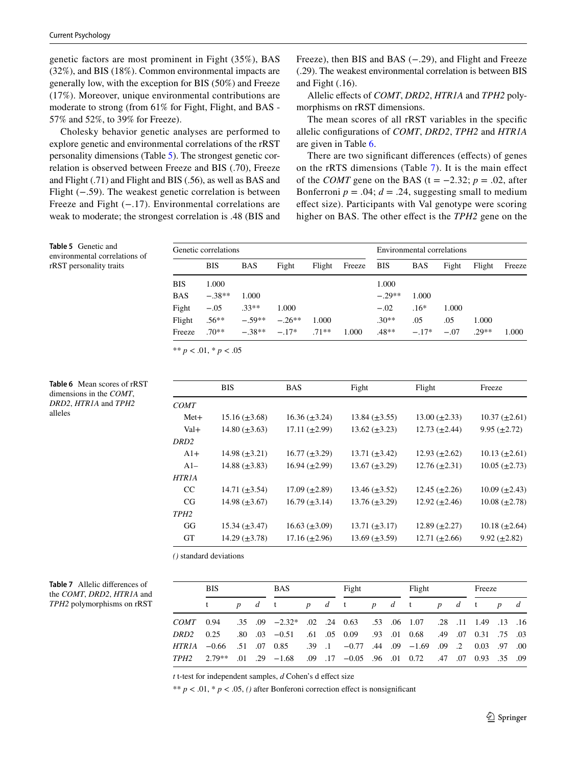genetic factors are most prominent in Fight (35%), BAS (32%), and BIS (18%). Common environmental impacts are generally low, with the exception for BIS (50%) and Freeze (17%). Moreover, unique environmental contributions are moderate to strong (from 61% for Fight, Flight, and BAS - 57% and 52%, to 39% for Freeze).

Cholesky behavior genetic analyses are performed to explore genetic and environmental correlations of the rRST personality dimensions (Table 5). The strongest genetic correlation is observed between Freeze and BIS (.70), Freeze and Flight (.71) and Flight and BIS (.56), as well as BAS and Flight (−.59). The weakest genetic correlation is between Freeze and Fight (−.17). Environmental correlations are weak to moderate; the strongest correlation is .48 (BIS and Freeze), then BIS and BAS (−.29), and Flight and Freeze (.29). The weakest environmental correlation is between BIS and Fight (.16).

Allelic effects of *COMT*, *DRD2*, *HTR1A* and *TPH2* polymorphisms on rRST dimensions.

The mean scores of all rRST variables in the specific allelic configurations of *COMT*, *DRD2*, *TPH2* and *HTR1A* are given in Table 6.

There are two significant differences (effects) of genes on the rRTS dimensions (Table 7). It is the main effect of the *COMT* gene on the BAS ($t = -2.32$; $p = .02$, after Bonferroni $p = .04$; $d = .24$, suggesting small to medium effect size). Participants with Val genotype were scoring higher on BAS. The other effect is the *TPH2* gene on the

**Table 5** Genetic and environmental correlations of rRST personality traits

| | Genetic correlations | | | | | Environmental correlations | | | | |
|---|---|---|---|---|---|---|---|---|---|---|
| | BIS | BAS | Fight | Flight | Freeze | BIS | BAS | Fight | Flight | Freeze |
| BIS | 1.000 | | | | | 1.000 | | | | |
| BAS | −.38** | 1.000 | | | | −.29** | 1.000 | | | |
| Fight | −.05 | .33** | 1.000 | | | −.02 | .16* | 1.000 | | |
| Flight | .56** | −.59** | −.26** | 1.000 | | .30** | .05 | .05 | 1.000 | |
| Freeze | .70** | −.38** | −.17* | .71** | 1.000 | .48** | −.17* | −.07 | .29** | 1.000 |

** $p < .01$, * $p < .05$

**Table 6** Mean scores of rRST dimensions in the *COMT*, *DRD2*, *HTR1A* and *TPH2* alleles

| | BIS | BAS | Fight | Flight | Freeze |
|---|---|---|---|---|---|
| *COMT* | | | | | |
| Met+ | 15.16 (±3.68) | 16.36 (±3.24) | 13.84 (±3.55) | 13.00 (±2.33) | 10.37 (±2.61) |
| Val+ | 14.80 (±3.63) | 17.11 (±2.99) | 13.62 (±3.23) | 12.73 (±2.44) | 9.95 (±2.72) |
| *DRD2* | | | | | |
| A1+ | 14.98 (±3.21) | 16.77 (±3.29) | 13.71 (±3.42) | 12.93 (±2.62) | 10.13 (±2.61) |
| A1− | 14.88 (±3.83) | 16.94 (±2.99) | 13.67 (±3.29) | 12.76 (±2.31) | 10.05 (±2.73) |
| *HTR1A* | | | | | |
| CC | 14.71 (±3.54) | 17.09 (±2.89) | 13.46 (±3.52) | 12.45 (±2.26) | 10.09 (±2.43) |
| CG | 14.98 (±3.67) | 16.79 (±3.14) | 13.76 (±3.29) | 12.92 (±2.46) | 10.08 (±2.78) |
| *TPH2* | | | | | |
| GG | 15.34 (±3.47) | 16.63 (±3.09) | 13.71 (±3.17) | 12.89 (±2.27) | 10.18 (±2.64) |
| GT | 14.29 (±3.78) | 17.16 (±2.96) | 13.69 (±3.59) | 12.71 (±2.66) | 9.92 (±2.82) |

*()* standard deviations

**Table 7** Allelic differences of the *COMT*, *DRD2*, *HTR1A* and *TPH2* polymorphisms on rRST

| | BIS | | | BAS | | | Fight | | | Flight | | | Freeze | | |
|---|---|---|---|---|---|---|---|---|---|---|---|---|---|---|---|
| | t | *p* | *d* | t | *p* | *d* | t | *p* | *d* | t | *p* | *d* | t | *p* | *d* |
| *COMT* | 0.94 | .35 | .09 | −2.32* | .02 | .24 | 0.63 | .53 | .06 | 1.07 | .28 | .11 | 1.49 | .13 | .16 |
| *DRD2* | 0.25 | .80 | .03 | −0.51 | .61 | .05 | 0.09 | .93 | .01 | 0.68 | .49 | .07 | 0.31 | .75 | .03 |
| *HTR1A* | −0.66 | .51 | .07 | 0.85 | .39 | .1 | −0.77 | .44 | .09 | −1.69 | .09 | .2 | 0.03 | .97 | .00 |
| *TPH2* | 2.79** | .01 | .29 | −1.68 | .09 | .17 | −0.05 | .96 | .01 | 0.72 | .47 | .07 | 0.93 | .35 | .09 |

*t* t-test for independent samples, *d* Cohen's d effect size

** $p < .01$, * $p < .05$, *()* after Bonferoni correction effect is nonsignificant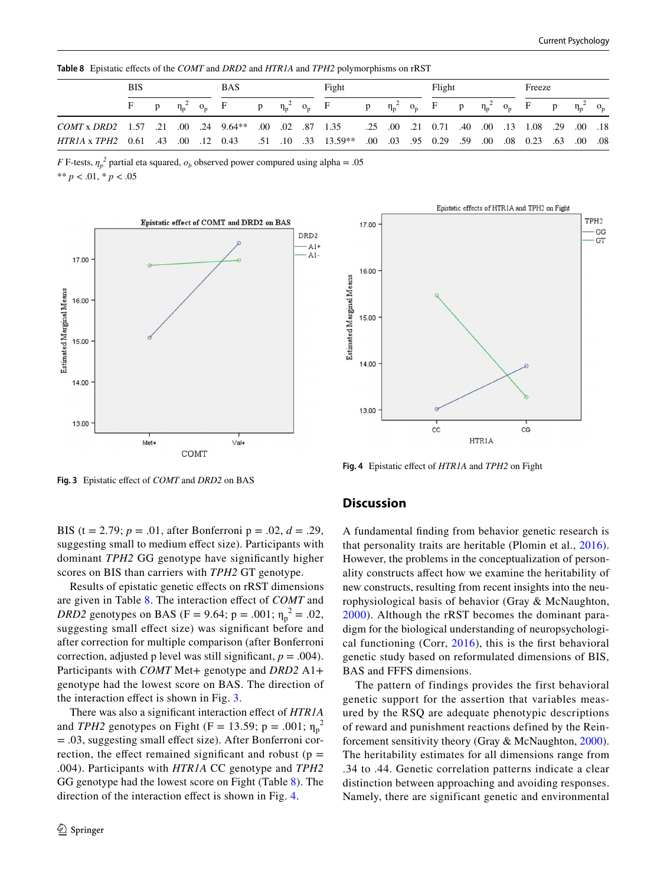**Table 8** Epistatic effects of the *COMT* and *DRD2* and *HTR1A* and *TPH2* polymorphisms on rRST

| | BIS | | | | BAS | | | | Fight | | | | Flight | | | | Freeze | | | |
|---|---|---|---|---|---|---|---|---|---|---|---|---|---|---|---|---|---|---|---|---|
| | F | p | $\eta_p^2$ | $o_p$ | F | p | $\eta_p^2$ | $o_p$ | F | p | $\eta_p^2$ | $o_p$ | F | p | $\eta_p^2$ | $o_p$ | F | p | $\eta_p^2$ | $o_p$ |
| *COMT* x *DRD2* | 1.57 | .21 | .00 | .24 | 9.64** | .00 | .02 | .87 | 1.35 | .25 | .00 | .21 | 0.71 | .40 | .00 | .13 | 1.08 | .29 | .00 | .18 |
| *HTR1A* x *TPH2* | 0.61 | .43 | .00 | .12 | 0.43 | .51 | .10 | .33 | 13.59** | .00 | .03 | .95 | 0.29 | .59 | .00 | .08 | 0.23 | .63 | .00 | .08 |

*F* F-tests, $\eta_p^2$ partial eta squared, $o_b$ observed power compured using alpha = .05

** $p < .01$, * $p < .05$

**Fig. 3** Epistatic effect of *COMT* and *DRD2* on BAS

**Fig. 4** Epistatic effect of *HTR1A* and *TPH2* on Fight

BIS (t = 2.79; $p$ = .01, after Bonferroni p = .02, $d$ = .29, suggesting small to medium effect size). Participants with dominant *TPH2* GG genotype have significantly higher scores on BIS than carriers with *TPH2* GT genotype.

Results of epistatic genetic effects on rRST dimensions are given in Table 8. The interaction effect of *COMT* and *DRD2* genotypes on BAS (F = 9.64; p = .001; $\eta_p^2$ = .02, suggesting small effect size) was significant before and after correction for multiple comparison (after Bonferroni correction, adjusted p level was still significant, $p$ = .004). Participants with *COMT* Met+ genotype and *DRD2* A1+ genotype had the lowest score on BAS. The direction of the interaction effect is shown in Fig. 3.

There was also a significant interaction effect of *HTR1A* and *TPH2* genotypes on Fight (F = 13.59; p = .001; $\eta_p^2$ = .03, suggesting small effect size). After Bonferroni correction, the effect remained significant and robust (p = .004). Participants with *HTR1A* CC genotype and *TPH2* GG genotype had the lowest score on Fight (Table 8). The direction of the interaction effect is shown in Fig. 4.

## Discussion

A fundamental finding from behavior genetic research is that personality traits are heritable (Plomin et al., 2016). However, the problems in the conceptualization of personality constructs affect how we examine the heritability of new constructs, resulting from recent insights into the neurophysiological basis of behavior (Gray & McNaughton, 2000). Although the rRST becomes the dominant paradigm for the biological understanding of neuropsychological functioning (Corr, 2016), this is the first behavioral genetic study based on reformulated dimensions of BIS, BAS and FFFS dimensions.

The pattern of findings provides the first behavioral genetic support for the assertion that variables measured by the RSQ are adequate phenotypic descriptions of reward and punishment reactions defined by the Reinforcement sensitivity theory (Gray & McNaughton, 2000). The heritability estimates for all dimensions range from .34 to .44. Genetic correlation patterns indicate a clear distinction between approaching and avoiding responses. Namely, there are significant genetic and environmental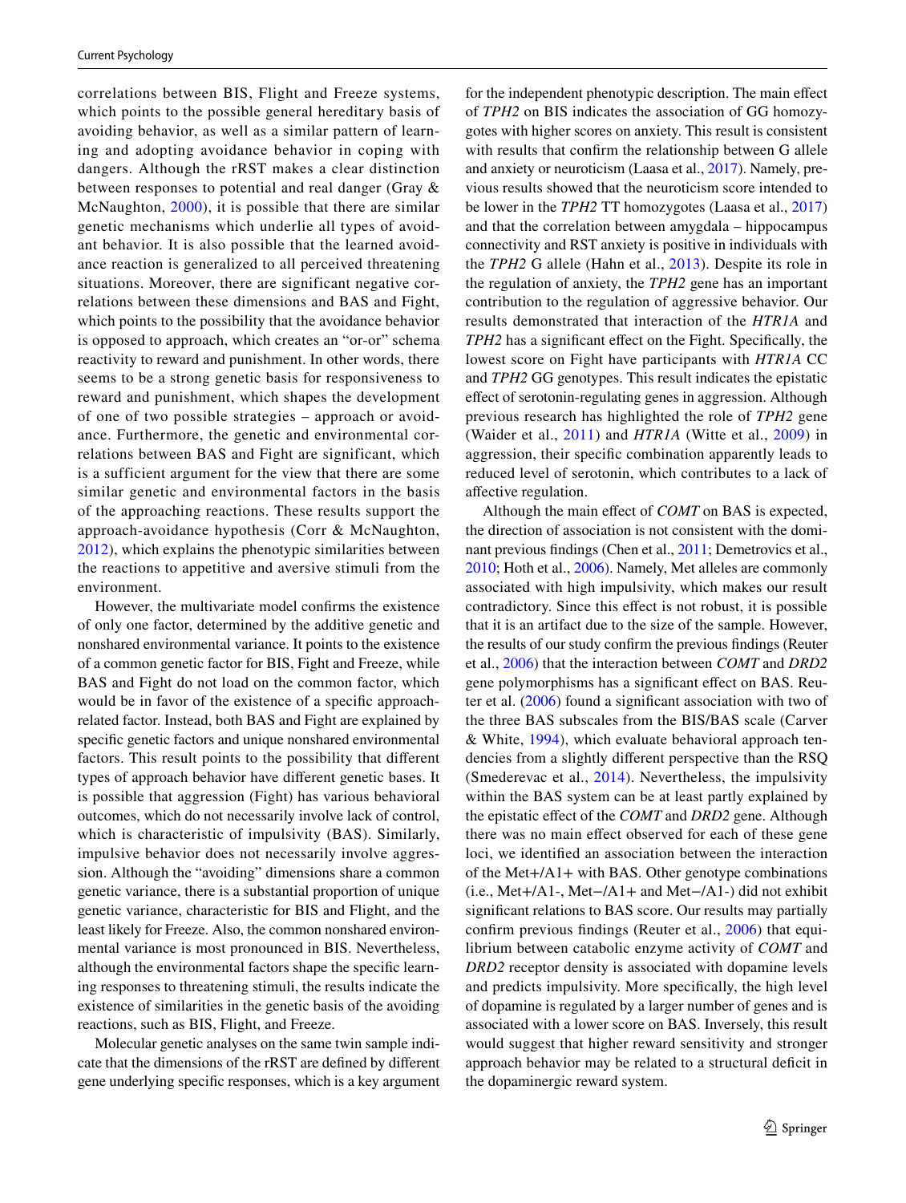correlations between BIS, Flight and Freeze systems, which points to the possible general hereditary basis of avoiding behavior, as well as a similar pattern of learning and adopting avoidance behavior in coping with dangers. Although the rRST makes a clear distinction between responses to potential and real danger (Gray & McNaughton, 2000), it is possible that there are similar genetic mechanisms which underlie all types of avoidant behavior. It is also possible that the learned avoidance reaction is generalized to all perceived threatening situations. Moreover, there are significant negative correlations between these dimensions and BAS and Fight, which points to the possibility that the avoidance behavior is opposed to approach, which creates an "or-or" schema reactivity to reward and punishment. In other words, there seems to be a strong genetic basis for responsiveness to reward and punishment, which shapes the development of one of two possible strategies – approach or avoidance. Furthermore, the genetic and environmental correlations between BAS and Fight are significant, which is a sufficient argument for the view that there are some similar genetic and environmental factors in the basis of the approaching reactions. These results support the approach-avoidance hypothesis (Corr & McNaughton, 2012), which explains the phenotypic similarities between the reactions to appetitive and aversive stimuli from the environment.

However, the multivariate model confirms the existence of only one factor, determined by the additive genetic and nonshared environmental variance. It points to the existence of a common genetic factor for BIS, Fight and Freeze, while BAS and Fight do not load on the common factor, which would be in favor of the existence of a specific approach-related factor. Instead, both BAS and Fight are explained by specific genetic factors and unique nonshared environmental factors. This result points to the possibility that different types of approach behavior have different genetic bases. It is possible that aggression (Fight) has various behavioral outcomes, which do not necessarily involve lack of control, which is characteristic of impulsivity (BAS). Similarly, impulsive behavior does not necessarily involve aggression. Although the "avoiding" dimensions share a common genetic variance, there is a substantial proportion of unique genetic variance, characteristic for BIS and Flight, and the least likely for Freeze. Also, the common nonshared environmental variance is most pronounced in BIS. Nevertheless, although the environmental factors shape the specific learning responses to threatening stimuli, the results indicate the existence of similarities in the genetic basis of the avoiding reactions, such as BIS, Flight, and Freeze.

Molecular genetic analyses on the same twin sample indicate that the dimensions of the rRST are defined by different gene underlying specific responses, which is a key argument for the independent phenotypic description. The main effect of *TPH2* on BIS indicates the association of GG homozygotes with higher scores on anxiety. This result is consistent with results that confirm the relationship between G allele and anxiety or neuroticism (Laasa et al., 2017). Namely, previous results showed that the neuroticism score intended to be lower in the *TPH2* TT homozygotes (Laasa et al., 2017) and that the correlation between amygdala – hippocampus connectivity and RST anxiety is positive in individuals with the *TPH2* G allele (Hahn et al., 2013). Despite its role in the regulation of anxiety, the *TPH2* gene has an important contribution to the regulation of aggressive behavior. Our results demonstrated that interaction of the *HTR1A* and *TPH2* has a significant effect on the Fight. Specifically, the lowest score on Fight have participants with *HTR1A* CC and *TPH2* GG genotypes. This result indicates the epistatic effect of serotonin-regulating genes in aggression. Although previous research has highlighted the role of *TPH2* gene (Waider et al., 2011) and *HTR1A* (Witte et al., 2009) in aggression, their specific combination apparently leads to reduced level of serotonin, which contributes to a lack of affective regulation.

Although the main effect of *COMT* on BAS is expected, the direction of association is not consistent with the dominant previous findings (Chen et al., 2011; Demetrovics et al., 2010; Hoth et al., 2006). Namely, Met alleles are commonly associated with high impulsivity, which makes our result contradictory. Since this effect is not robust, it is possible that it is an artifact due to the size of the sample. However, the results of our study confirm the previous findings (Reuter et al., 2006) that the interaction between *COMT* and *DRD2* gene polymorphisms has a significant effect on BAS. Reuter et al. (2006) found a significant association with two of the three BAS subscales from the BIS/BAS scale (Carver & White, 1994), which evaluate behavioral approach tendencies from a slightly different perspective than the RSQ (Smederevac et al., 2014). Nevertheless, the impulsivity within the BAS system can be at least partly explained by the epistatic effect of the *COMT* and *DRD2* gene. Although there was no main effect observed for each of these gene loci, we identified an association between the interaction of the Met+/A1+ with BAS. Other genotype combinations (i.e., Met+/A1-, Met−/A1+ and Met−/A1-) did not exhibit significant relations to BAS score. Our results may partially confirm previous findings (Reuter et al., 2006) that equilibrium between catabolic enzyme activity of *COMT* and *DRD2* receptor density is associated with dopamine levels and predicts impulsivity. More specifically, the high level of dopamine is regulated by a larger number of genes and is associated with a lower score on BAS. Inversely, this result would suggest that higher reward sensitivity and stronger approach behavior may be related to a structural deficit in the dopaminergic reward system.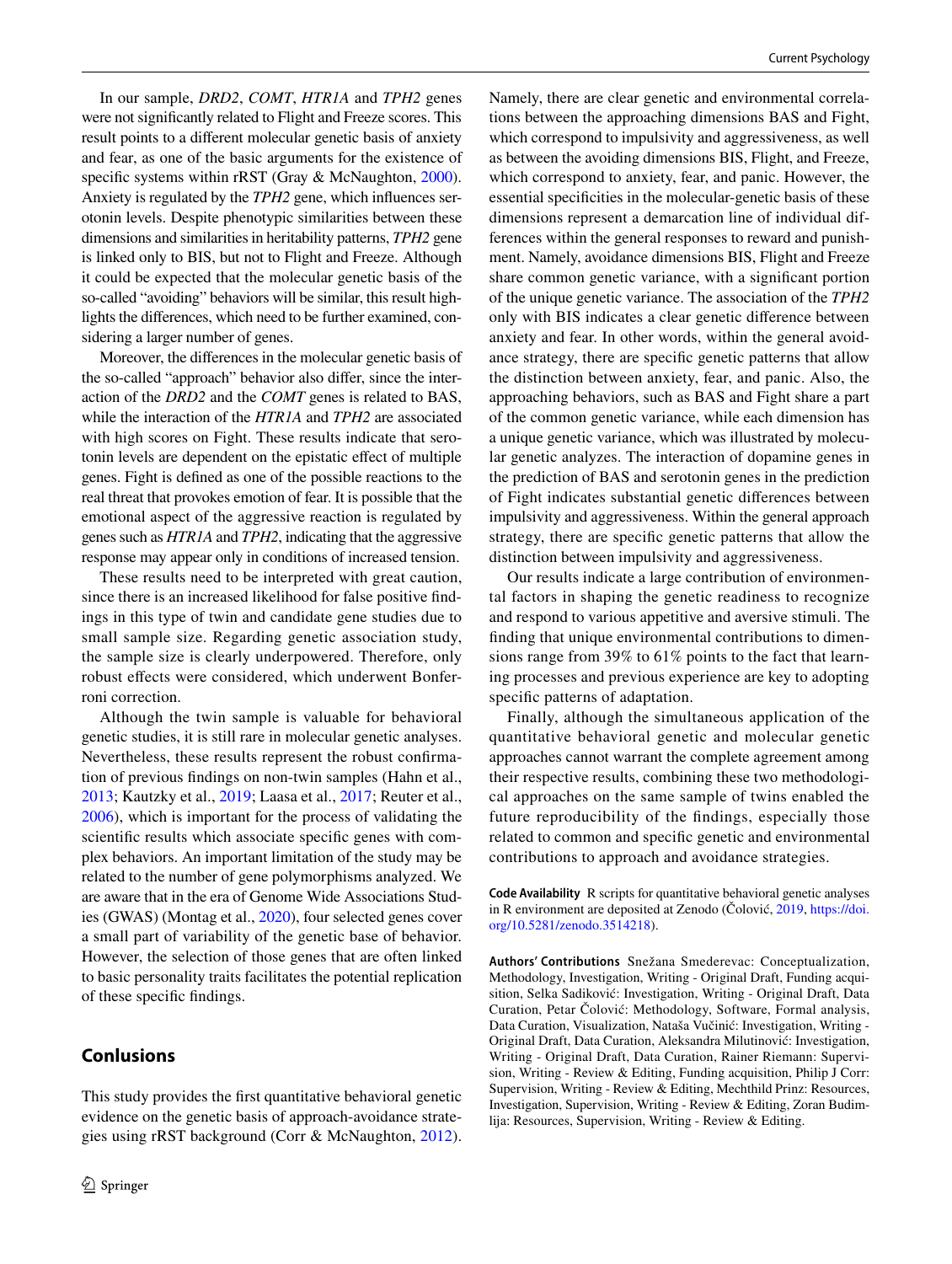In our sample, *DRD2*, *COMT*, *HTR1A* and *TPH2* genes were not significantly related to Flight and Freeze scores. This result points to a different molecular genetic basis of anxiety and fear, as one of the basic arguments for the existence of specific systems within rRST (Gray & McNaughton, 2000). Anxiety is regulated by the *TPH2* gene, which influences serotonin levels. Despite phenotypic similarities between these dimensions and similarities in heritability patterns, *TPH2* gene is linked only to BIS, but not to Flight and Freeze. Although it could be expected that the molecular genetic basis of the so-called "avoiding" behaviors will be similar, this result highlights the differences, which need to be further examined, considering a larger number of genes.

Moreover, the differences in the molecular genetic basis of the so-called "approach" behavior also differ, since the interaction of the *DRD2* and the *COMT* genes is related to BAS, while the interaction of the *HTR1A* and *TPH2* are associated with high scores on Fight. These results indicate that serotonin levels are dependent on the epistatic effect of multiple genes. Fight is defined as one of the possible reactions to the real threat that provokes emotion of fear. It is possible that the emotional aspect of the aggressive reaction is regulated by genes such as *HTR1A* and *TPH2*, indicating that the aggressive response may appear only in conditions of increased tension.

These results need to be interpreted with great caution, since there is an increased likelihood for false positive findings in this type of twin and candidate gene studies due to small sample size. Regarding genetic association study, the sample size is clearly underpowered. Therefore, only robust effects were considered, which underwent Bonferroni correction.

Although the twin sample is valuable for behavioral genetic studies, it is still rare in molecular genetic analyses. Nevertheless, these results represent the robust confirmation of previous findings on non-twin samples (Hahn et al., 2013; Kautzky et al., 2019; Laasa et al., 2017; Reuter et al., 2006), which is important for the process of validating the scientific results which associate specific genes with complex behaviors. An important limitation of the study may be related to the number of gene polymorphisms analyzed. We are aware that in the era of Genome Wide Associations Studies (GWAS) (Montag et al., 2020), four selected genes cover a small part of variability of the genetic base of behavior. However, the selection of those genes that are often linked to basic personality traits facilitates the potential replication of these specific findings.

## Conlusions

This study provides the first quantitative behavioral genetic evidence on the genetic basis of approach-avoidance strategies using rRST background (Corr & McNaughton, 2012). Namely, there are clear genetic and environmental correlations between the approaching dimensions BAS and Fight, which correspond to impulsivity and aggressiveness, as well as between the avoiding dimensions BIS, Flight, and Freeze, which correspond to anxiety, fear, and panic. However, the essential specificities in the molecular-genetic basis of these dimensions represent a demarcation line of individual differences within the general responses to reward and punishment. Namely, avoidance dimensions BIS, Flight and Freeze share common genetic variance, with a significant portion of the unique genetic variance. The association of the *TPH2* only with BIS indicates a clear genetic difference between anxiety and fear. In other words, within the general avoidance strategy, there are specific genetic patterns that allow the distinction between anxiety, fear, and panic. Also, the approaching behaviors, such as BAS and Fight share a part of the common genetic variance, while each dimension has a unique genetic variance, which was illustrated by molecular genetic analyzes. The interaction of dopamine genes in the prediction of BAS and serotonin genes in the prediction of Fight indicates substantial genetic differences between impulsivity and aggressiveness. Within the general approach strategy, there are specific genetic patterns that allow the distinction between impulsivity and aggressiveness.

Our results indicate a large contribution of environmental factors in shaping the genetic readiness to recognize and respond to various appetitive and aversive stimuli. The finding that unique environmental contributions to dimensions range from 39% to 61% points to the fact that learning processes and previous experience are key to adopting specific patterns of adaptation.

Finally, although the simultaneous application of the quantitative behavioral genetic and molecular genetic approaches cannot warrant the complete agreement among their respective results, combining these two methodological approaches on the same sample of twins enabled the future reproducibility of the findings, especially those related to common and specific genetic and environmental contributions to approach and avoidance strategies.

**Code Availability** R scripts for quantitative behavioral genetic analyses in R environment are deposited at Zenodo (Čolović, 2019, https://doi.org/10.5281/zenodo.3514218).

**Authors' Contributions** Snežana Smederevac: Conceptualization, Methodology, Investigation, Writing - Original Draft, Funding acquisition, Selka Sadiković: Investigation, Writing - Original Draft, Data Curation, Petar Čolović: Methodology, Software, Formal analysis, Data Curation, Visualization, Nataša Vučinić: Investigation, Writing - Original Draft, Data Curation, Aleksandra Milutinović: Investigation, Writing - Original Draft, Data Curation, Rainer Riemann: Supervision, Writing - Review & Editing, Funding acquisition, Philip J Corr: Supervision, Writing - Review & Editing, Mechthild Prinz: Resources, Investigation, Supervision, Writing - Review & Editing, Zoran Budimlija: Resources, Supervision, Writing - Review & Editing.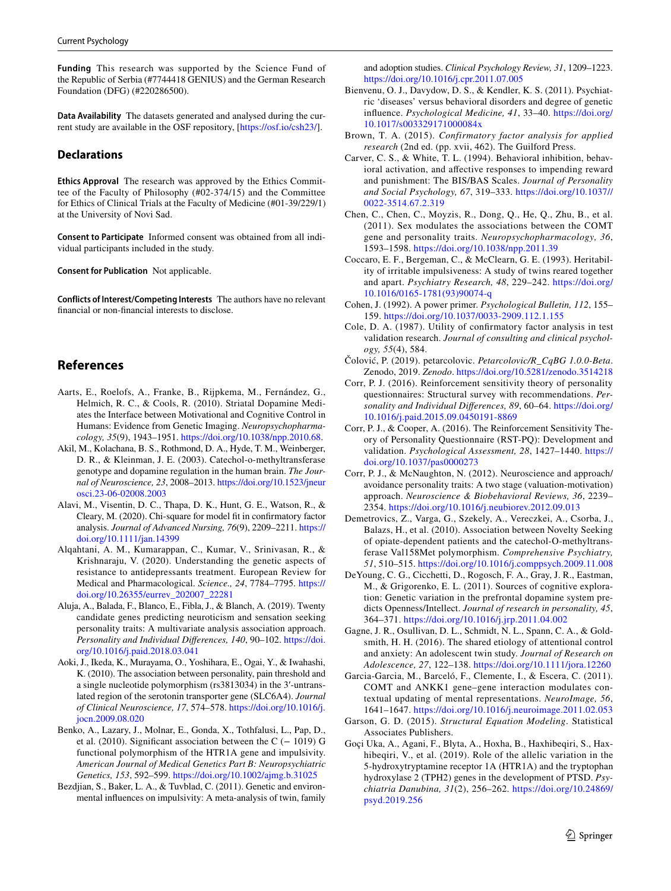**Funding** This research was supported by the Science Fund of the Republic of Serbia (#7744418 GENIUS) and the German Research Foundation (DFG) (#220286500).

**Data Availability** The datasets generated and analysed during the current study are available in the OSF repository, [https://osf.io/csh23/].

## Declarations

**Ethics Approval** The research was approved by the Ethics Committee of the Faculty of Philosophy (#02-374/15) and the Committee for Ethics of Clinical Trials at the Faculty of Medicine (#01-39/229/1) at the University of Novi Sad.

**Consent to Participate** Informed consent was obtained from all individual participants included in the study.

**Consent for Publication** Not applicable.

**Conflicts of Interest/Competing Interests** The authors have no relevant financial or non-financial interests to disclose.

## References

Aarts, E., Roelofs, A., Franke, B., Rijpkema, M., Fernández, G., Helmich, R. C., & Cools, R. (2010). Striatal Dopamine Mediates the Interface between Motivational and Cognitive Control in Humans: Evidence from Genetic Imaging. *Neuropsychopharmacology, 35*(9), 1943–1951. https://doi.org/10.1038/npp.2010.68.

Akil, M., Kolachana, B. S., Rothmond, D. A., Hyde, T. M., Weinberger, D. R., & Kleinman, J. E. (2003). Catechol-o-methyltransferase genotype and dopamine regulation in the human brain. *The Journal of Neuroscience, 23*, 2008–2013. https://doi.org/10.1523/jneurosci.23-06-02008.2003

Alavi, M., Visentin, D. C., Thapa, D. K., Hunt, G. E., Watson, R., & Cleary, M. (2020). Chi-square for model fit in confirmatory factor analysis. *Journal of Advanced Nursing, 76*(9), 2209–2211. https://doi.org/10.1111/jan.14399

Alqahtani, A. M., Kumarappan, C., Kumar, V., Srinivasan, R., & Krishnaraju, V. (2020). Understanding the genetic aspects of resistance to antidepressants treatment. European Review for Medical and Pharmacological. *Science., 24*, 7784–7795. https://doi.org/10.26355/eurrev_202007_22281

Aluja, A., Balada, F., Blanco, E., Fibla, J., & Blanch, A. (2019). Twenty candidate genes predicting neuroticism and sensation seeking personality traits: A multivariate analysis association approach. *Personality and Individual Differences, 140*, 90–102. https://doi.org/10.1016/j.paid.2018.03.041

Aoki, J., Ikeda, K., Murayama, O., Yoshihara, E., Ogai, Y., & Iwahashi, K. (2010). The association between personality, pain threshold and a single nucleotide polymorphism (rs3813034) in the 3′-untranslated region of the serotonin transporter gene (SLC6A4). *Journal of Clinical Neuroscience, 17*, 574–578. https://doi.org/10.1016/j.jocn.2009.08.020

Benko, A., Lazary, J., Molnar, E., Gonda, X., Tothfalusi, L., Pap, D., et al. (2010). Significant association between the C (− 1019) G functional polymorphism of the HTR1A gene and impulsivity. *American Journal of Medical Genetics Part B: Neuropsychiatric Genetics, 153*, 592–599. https://doi.org/10.1002/ajmg.b.31025

Bezdjian, S., Baker, L. A., & Tuvblad, C. (2011). Genetic and environmental influences on impulsivity: A meta-analysis of twin, family and adoption studies. *Clinical Psychology Review, 31*, 1209–1223. https://doi.org/10.1016/j.cpr.2011.07.005

Bienvenu, O. J., Davydow, D. S., & Kendler, K. S. (2011). Psychiatric 'diseases' versus behavioral disorders and degree of genetic influence. *Psychological Medicine, 41*, 33–40. https://doi.org/10.1017/s003329171000084x

Brown, T. A. (2015). *Confirmatory factor analysis for applied research* (2nd ed. (pp. xvii, 462). The Guilford Press.

Carver, C. S., & White, T. L. (1994). Behavioral inhibition, behavioral activation, and affective responses to impending reward and punishment: The BIS/BAS Scales. *Journal of Personality and Social Psychology, 67*, 319–333. https://doi.org/10.1037//0022-3514.67.2.319

Chen, C., Chen, C., Moyzis, R., Dong, Q., He, Q., Zhu, B., et al. (2011). Sex modulates the associations between the COMT gene and personality traits. *Neuropsychopharmacology, 36*, 1593–1598. https://doi.org/10.1038/npp.2011.39

Coccaro, E. F., Bergeman, C., & McClearn, G. E. (1993). Heritability of irritable impulsiveness: A study of twins reared together and apart. *Psychiatry Research, 48*, 229–242. https://doi.org/10.1016/0165-1781(93)90074-q

Cohen, J. (1992). A power primer. *Psychological Bulletin, 112*, 155–159. https://doi.org/10.1037/0033-2909.112.1.155

Cole, D. A. (1987). Utility of confirmatory factor analysis in test validation research. *Journal of consulting and clinical psychology, 55*(4), 584.

Čolović, P. (2019). petarcolovic. *Petarcolovic/R_CqBG 1.0.0-Beta*. Zenodo, 2019. *Zenodo*. https://doi.org/10.5281/zenodo.3514218

Corr, P. J. (2016). Reinforcement sensitivity theory of personality questionnaires: Structural survey with recommendations. *Personality and Individual Differences, 89*, 60–64. https://doi.org/10.1016/j.paid.2015.09.0450191-8869

Corr, P. J., & Cooper, A. (2016). The Reinforcement Sensitivity Theory of Personality Questionnaire (RST-PQ): Development and validation. *Psychological Assessment, 28*, 1427–1440. https://doi.org/10.1037/pas0000273

Corr, P. J., & McNaughton, N. (2012). Neuroscience and approach/avoidance personality traits: A two stage (valuation-motivation) approach. *Neuroscience & Biobehavioral Reviews, 36*, 2239–2354. https://doi.org/10.1016/j.neubiorev.2012.09.013

Demetrovics, Z., Varga, G., Szekely, A., Vereczkei, A., Csorba, J., Balazs, H., et al. (2010). Association between Novelty Seeking of opiate-dependent patients and the catechol-O-methyltransferase Val158Met polymorphism. *Comprehensive Psychiatry, 51*, 510–515. https://doi.org/10.1016/j.comppsych.2009.11.008

DeYoung, C. G., Cicchetti, D., Rogosch, F. A., Gray, J. R., Eastman, M., & Grigorenko, E. L. (2011). Sources of cognitive exploration: Genetic variation in the prefrontal dopamine system predicts Openness/Intellect. *Journal of research in personality, 45*, 364–371. https://doi.org/10.1016/j.jrp.2011.04.002

Gagne, J. R., Osullivan, D. L., Schmidt, N. L., Spann, C. A., & Goldsmith, H. H. (2016). The shared etiology of attentional control and anxiety: An adolescent twin study. *Journal of Research on Adolescence, 27*, 122–138. https://doi.org/10.1111/jora.12260

Garcia-Garcia, M., Barceló, F., Clemente, I., & Escera, C. (2011). COMT and ANKK1 gene–gene interaction modulates contextual updating of mental representations. *NeuroImage, 56*, 1641–1647. https://doi.org/10.1016/j.neuroimage.2011.02.053

Garson, G. D. (2015). *Structural Equation Modeling*. Statistical Associates Publishers.

Goçi Uka, A., Agani, F., Blyta, A., Hoxha, B., Haxhibeqiri, S., Haxhibeqiri, V., et al. (2019). Role of the allelic variation in the 5-hydroxytryptamine receptor 1A (HTR1A) and the tryptophan hydroxylase 2 (TPH2) genes in the development of PTSD. *Psychiatria Danubina, 31*(2), 256–262. https://doi.org/10.24869/psyd.2019.256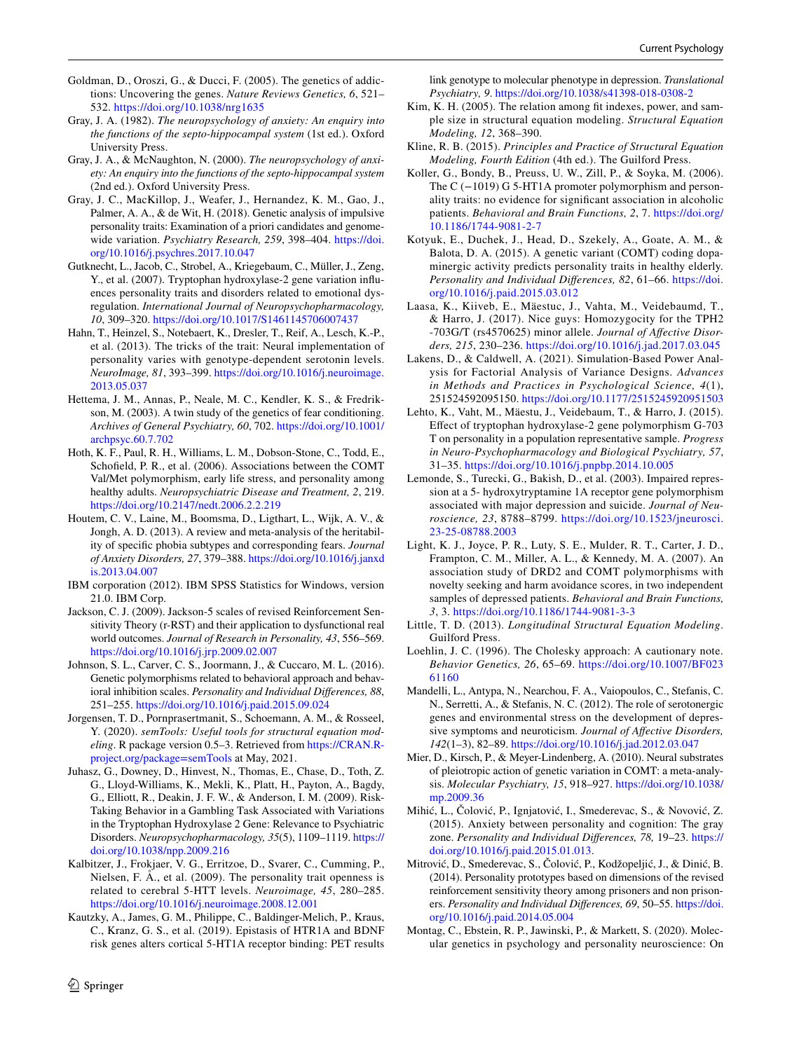Goldman, D., Oroszi, G., & Ducci, F. (2005). The genetics of addictions: Uncovering the genes. *Nature Reviews Genetics, 6*, 521–532. https://doi.org/10.1038/nrg1635

Gray, J. A. (1982). *The neuropsychology of anxiety: An enquiry into the functions of the septo-hippocampal system* (1st ed.). Oxford University Press.

Gray, J. A., & McNaughton, N. (2000). *The neuropsychology of anxiety: An enquiry into the functions of the septo-hippocampal system* (2nd ed.). Oxford University Press.

Gray, J. C., MacKillop, J., Weafer, J., Hernandez, K. M., Gao, J., Palmer, A. A., & de Wit, H. (2018). Genetic analysis of impulsive personality traits: Examination of a priori candidates and genome-wide variation. *Psychiatry Research, 259*, 398–404. https://doi.org/10.1016/j.psychres.2017.10.047

Gutknecht, L., Jacob, C., Strobel, A., Kriegebaum, C., Müller, J., Zeng, Y., et al. (2007). Tryptophan hydroxylase-2 gene variation influences personality traits and disorders related to emotional dysregulation. *International Journal of Neuropsychopharmacology, 10*, 309–320. https://doi.org/10.1017/S1461145706007437

Hahn, T., Heinzel, S., Notebaert, K., Dresler, T., Reif, A., Lesch, K.-P., et al. (2013). The tricks of the trait: Neural implementation of personality varies with genotype-dependent serotonin levels. *NeuroImage, 81*, 393–399. https://doi.org/10.1016/j.neuroimage.2013.05.037

Hettema, J. M., Annas, P., Neale, M. C., Kendler, K. S., & Fredrikson, M. (2003). A twin study of the genetics of fear conditioning. *Archives of General Psychiatry, 60*, 702. https://doi.org/10.1001/archpsyc.60.7.702

Hoth, K. F., Paul, R. H., Williams, L. M., Dobson-Stone, C., Todd, E., Schofield, P. R., et al. (2006). Associations between the COMT Val/Met polymorphism, early life stress, and personality among healthy adults. *Neuropsychiatric Disease and Treatment, 2*, 219. https://doi.org/10.2147/nedt.2006.2.2.219

Houtem, C. V., Laine, M., Boomsma, D., Ligthart, L., Wijk, A. V., & Jongh, A. D. (2013). A review and meta-analysis of the heritability of specific phobia subtypes and corresponding fears. *Journal of Anxiety Disorders, 27*, 379–388. https://doi.org/10.1016/j.janxdis.2013.04.007

IBM corporation (2012). IBM SPSS Statistics for Windows, version 21.0. IBM Corp.

Jackson, C. J. (2009). Jackson-5 scales of revised Reinforcement Sensitivity Theory (r-RST) and their application to dysfunctional real world outcomes. *Journal of Research in Personality, 43*, 556–569. https://doi.org/10.1016/j.jrp.2009.02.007

Johnson, S. L., Carver, C. S., Joormann, J., & Cuccaro, M. L. (2016). Genetic polymorphisms related to behavioral approach and behavioral inhibition scales. *Personality and Individual Differences, 88*, 251–255. https://doi.org/10.1016/j.paid.2015.09.024

Jorgensen, T. D., Pornprasertmanit, S., Schoemann, A. M., & Rosseel, Y. (2020). *semTools: Useful tools for structural equation modeling*. R package version 0.5–3. Retrieved from https://CRAN.R-project.org/package=semTools at May, 2021.

Juhasz, G., Downey, D., Hinvest, N., Thomas, E., Chase, D., Toth, Z. G., Lloyd-Williams, K., Mekli, K., Platt, H., Payton, A., Bagdy, G., Elliott, R., Deakin, J. F. W., & Anderson, I. M. (2009). Risk-Taking Behavior in a Gambling Task Associated with Variations in the Tryptophan Hydroxylase 2 Gene: Relevance to Psychiatric Disorders. *Neuropsychopharmacology, 35*(5), 1109–1119. https://doi.org/10.1038/npp.2009.216

Kalbitzer, J., Frokjaer, V. G., Erritzoe, D., Svarer, C., Cumming, P., Nielsen, F. Å., et al. (2009). The personality trait openness is related to cerebral 5-HTT levels. *Neuroimage, 45*, 280–285. https://doi.org/10.1016/j.neuroimage.2008.12.001

Kautzky, A., James, G. M., Philippe, C., Baldinger-Melich, P., Kraus, C., Kranz, G. S., et al. (2019). Epistasis of HTR1A and BDNF risk genes alters cortical 5-HT1A receptor binding: PET results link genotype to molecular phenotype in depression. *Translational Psychiatry, 9*. https://doi.org/10.1038/s41398-018-0308-2

Kim, K. H. (2005). The relation among fit indexes, power, and sample size in structural equation modeling. *Structural Equation Modeling, 12*, 368–390.

Kline, R. B. (2015). *Principles and Practice of Structural Equation Modeling, Fourth Edition* (4th ed.). The Guilford Press.

Koller, G., Bondy, B., Preuss, U. W., Zill, P., & Soyka, M. (2006). The C (−1019) G 5-HT1A promoter polymorphism and personality traits: no evidence for significant association in alcoholic patients. *Behavioral and Brain Functions, 2*, 7. https://doi.org/10.1186/1744-9081-2-7

Kotyuk, E., Duchek, J., Head, D., Szekely, A., Goate, A. M., & Balota, D. A. (2015). A genetic variant (COMT) coding dopaminergic activity predicts personality traits in healthy elderly. *Personality and Individual Differences, 82*, 61–66. https://doi.org/10.1016/j.paid.2015.03.012

Laasa, K., Kiiveb, E., Mäestuc, J., Vahta, M., Veidebaumd, T., & Harro, J. (2017). Nice guys: Homozygocity for the TPH2 -703G/T (rs4570625) minor allele. *Journal of Affective Disorders, 215*, 230–236. https://doi.org/10.1016/j.jad.2017.03.045

Lakens, D., & Caldwell, A. (2021). Simulation-Based Power Analysis for Factorial Analysis of Variance Designs. *Advances in Methods and Practices in Psychological Science, 4*(1), 251524592095150. https://doi.org/10.1177/2515245920951503

Lehto, K., Vaht, M., Mäestu, J., Veidebaum, T., & Harro, J. (2015). Effect of tryptophan hydroxylase-2 gene polymorphism G-703 T on personality in a population representative sample. *Progress in Neuro-Psychopharmacology and Biological Psychiatry, 57*, 31–35. https://doi.org/10.1016/j.pnpbp.2014.10.005

Lemonde, S., Turecki, G., Bakish, D., et al. (2003). Impaired repression at a 5- hydroxytryptamine 1A receptor gene polymorphism associated with major depression and suicide. *Journal of Neuroscience, 23*, 8788–8799. https://doi.org/10.1523/jneurosci.23-25-08788.2003

Light, K. J., Joyce, P. R., Luty, S. E., Mulder, R. T., Carter, J. D., Frampton, C. M., Miller, A. L., & Kennedy, M. A. (2007). An association study of DRD2 and COMT polymorphisms with novelty seeking and harm avoidance scores, in two independent samples of depressed patients. *Behavioral and Brain Functions, 3*, 3. https://doi.org/10.1186/1744-9081-3-3

Little, T. D. (2013). *Longitudinal Structural Equation Modeling*. Guilford Press.

Loehlin, J. C. (1996). The Cholesky approach: A cautionary note. *Behavior Genetics, 26*, 65–69. https://doi.org/10.1007/BF02361160

Mandelli, L., Antypa, N., Nearchou, F. A., Vaiopoulos, C., Stefanis, C. N., Serretti, A., & Stefanis, N. C. (2012). The role of serotonergic genes and environmental stress on the development of depressive symptoms and neuroticism. *Journal of Affective Disorders, 142*(1–3), 82–89. https://doi.org/10.1016/j.jad.2012.03.047

Mier, D., Kirsch, P., & Meyer-Lindenberg, A. (2010). Neural substrates of pleiotropic action of genetic variation in COMT: a meta-analysis. *Molecular Psychiatry, 15*, 918–927. https://doi.org/10.1038/mp.2009.36

Mihić, L., Čolović, P., Ignjatović, I., Smederevac, S., & Novović, Z. (2015). Anxiety between personality and cognition: The gray zone. *Personality and Individual Differences, 78,* 19–23. https://doi.org/10.1016/j.paid.2015.01.013.

Mitrović, D., Smederevac, S., Čolović, P., Kodžopeljić, J., & Dinić, B. (2014). Personality prototypes based on dimensions of the revised reinforcement sensitivity theory among prisoners and non prisoners. *Personality and Individual Differences, 69*, 50–55. https://doi.org/10.1016/j.paid.2014.05.004

Montag, C., Ebstein, R. P., Jawinski, P., & Markett, S. (2020). Molecular genetics in psychology and personality neuroscience: On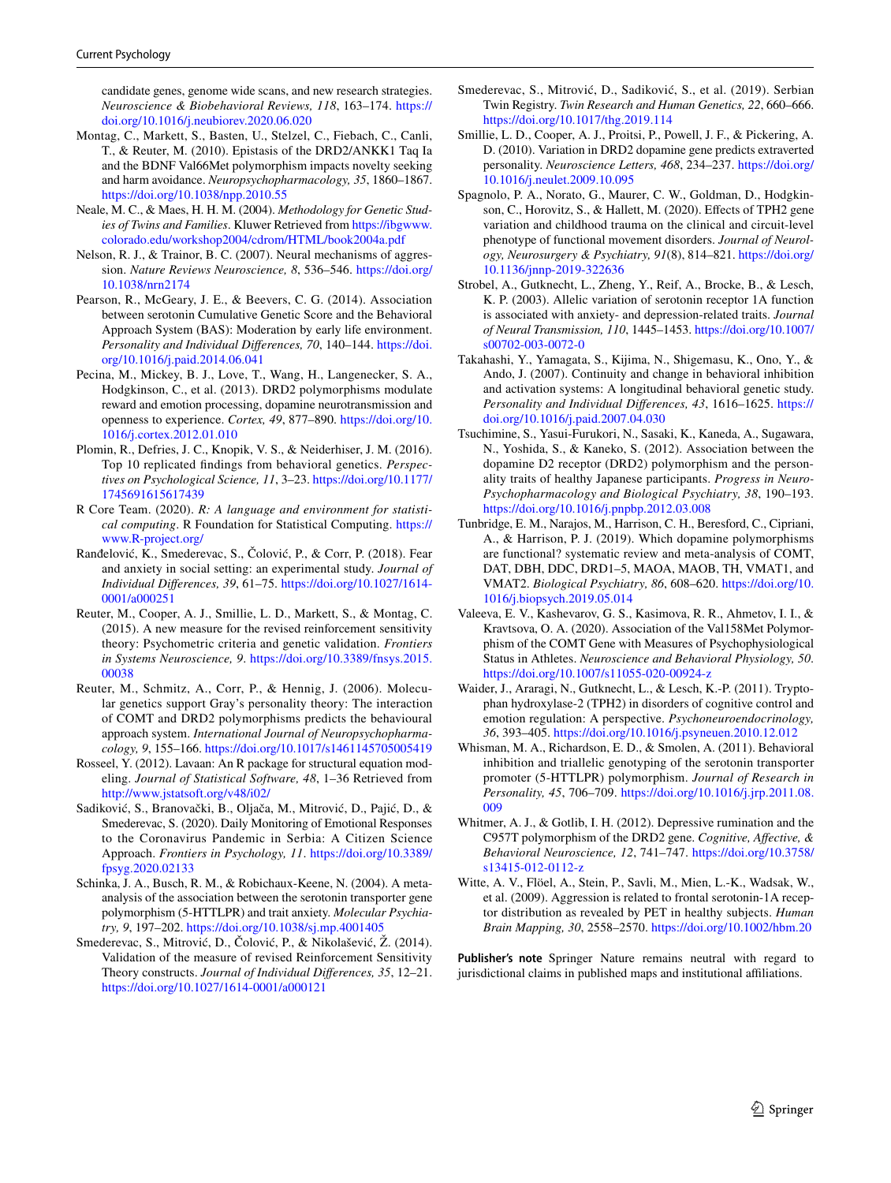candidate genes, genome wide scans, and new research strategies. *Neuroscience & Biobehavioral Reviews, 118*, 163–174. https://doi.org/10.1016/j.neubiorev.2020.06.020

Montag, C., Markett, S., Basten, U., Stelzel, C., Fiebach, C., Canli, T., & Reuter, M. (2010). Epistasis of the DRD2/ANKK1 Taq Ia and the BDNF Val66Met polymorphism impacts novelty seeking and harm avoidance. *Neuropsychopharmacology, 35*, 1860–1867. https://doi.org/10.1038/npp.2010.55

Neale, M. C., & Maes, H. H. M. (2004). *Methodology for Genetic Studies of Twins and Families*. Kluwer Retrieved from https://ibgwww.colorado.edu/workshop2004/cdrom/HTML/book2004a.pdf

Nelson, R. J., & Trainor, B. C. (2007). Neural mechanisms of aggression. *Nature Reviews Neuroscience, 8*, 536–546. https://doi.org/10.1038/nrn2174

Pearson, R., McGeary, J. E., & Beevers, C. G. (2014). Association between serotonin Cumulative Genetic Score and the Behavioral Approach System (BAS): Moderation by early life environment. *Personality and Individual Differences, 70*, 140–144. https://doi.org/10.1016/j.paid.2014.06.041

Pecina, M., Mickey, B. J., Love, T., Wang, H., Langenecker, S. A., Hodgkinson, C., et al. (2013). DRD2 polymorphisms modulate reward and emotion processing, dopamine neurotransmission and openness to experience. *Cortex, 49*, 877–890. https://doi.org/10.1016/j.cortex.2012.01.010

Plomin, R., Defries, J. C., Knopik, V. S., & Neiderhiser, J. M. (2016). Top 10 replicated findings from behavioral genetics. *Perspectives on Psychological Science, 11*, 3–23. https://doi.org/10.1177/1745691615617439

R Core Team. (2020). *R: A language and environment for statistical computing*. R Foundation for Statistical Computing. https://www.R-project.org/

Ranđelović, K., Smederevac, S., Čolović, P., & Corr, P. (2018). Fear and anxiety in social setting: an experimental study. *Journal of Individual Differences, 39*, 61–75. https://doi.org/10.1027/1614-0001/a000251

Reuter, M., Cooper, A. J., Smillie, L. D., Markett, S., & Montag, C. (2015). A new measure for the revised reinforcement sensitivity theory: Psychometric criteria and genetic validation. *Frontiers in Systems Neuroscience, 9*. https://doi.org/10.3389/fnsys.2015.00038

Reuter, M., Schmitz, A., Corr, P., & Hennig, J. (2006). Molecular genetics support Gray's personality theory: The interaction of COMT and DRD2 polymorphisms predicts the behavioural approach system. *International Journal of Neuropsychopharmacology, 9*, 155–166. https://doi.org/10.1017/s1461145705005419

Rosseel, Y. (2012). Lavaan: An R package for structural equation modeling. *Journal of Statistical Software, 48*, 1–36 Retrieved from http://www.jstatsoft.org/v48/i02/

Sadiković, S., Branovački, B., Oljača, M., Mitrović, D., Pajić, D., & Smederevac, S. (2020). Daily Monitoring of Emotional Responses to the Coronavirus Pandemic in Serbia: A Citizen Science Approach. *Frontiers in Psychology, 11*. https://doi.org/10.3389/fpsyg.2020.02133

Schinka, J. A., Busch, R. M., & Robichaux-Keene, N. (2004). A meta-analysis of the association between the serotonin transporter gene polymorphism (5-HTTLPR) and trait anxiety. *Molecular Psychiatry, 9*, 197–202. https://doi.org/10.1038/sj.mp.4001405

Smederevac, S., Mitrović, D., Čolović, P., & Nikolašević, Ž. (2014). Validation of the measure of revised Reinforcement Sensitivity Theory constructs. *Journal of Individual Differences, 35*, 12–21. https://doi.org/10.1027/1614-0001/a000121

Smederevac, S., Mitrović, D., Sadiković, S., et al. (2019). Serbian Twin Registry. *Twin Research and Human Genetics, 22*, 660–666. https://doi.org/10.1017/thg.2019.114

Smillie, L. D., Cooper, A. J., Proitsi, P., Powell, J. F., & Pickering, A. D. (2010). Variation in DRD2 dopamine gene predicts extraverted personality. *Neuroscience Letters, 468*, 234–237. https://doi.org/10.1016/j.neulet.2009.10.095

Spagnolo, P. A., Norato, G., Maurer, C. W., Goldman, D., Hodgkinson, C., Horovitz, S., & Hallett, M. (2020). Effects of TPH2 gene variation and childhood trauma on the clinical and circuit-level phenotype of functional movement disorders. *Journal of Neurology, Neurosurgery & Psychiatry, 91*(8), 814–821. https://doi.org/10.1136/jnnp-2019-322636

Strobel, A., Gutknecht, L., Zheng, Y., Reif, A., Brocke, B., & Lesch, K. P. (2003). Allelic variation of serotonin receptor 1A function is associated with anxiety- and depression-related traits. *Journal of Neural Transmission, 110*, 1445–1453. https://doi.org/10.1007/s00702-003-0072-0

Takahashi, Y., Yamagata, S., Kijima, N., Shigemasu, K., Ono, Y., & Ando, J. (2007). Continuity and change in behavioral inhibition and activation systems: A longitudinal behavioral genetic study. *Personality and Individual Differences, 43*, 1616–1625. https://doi.org/10.1016/j.paid.2007.04.030

Tsuchimine, S., Yasui-Furukori, N., Sasaki, K., Kaneda, A., Sugawara, N., Yoshida, S., & Kaneko, S. (2012). Association between the dopamine D2 receptor (DRD2) polymorphism and the personality traits of healthy Japanese participants. *Progress in Neuro-Psychopharmacology and Biological Psychiatry, 38*, 190–193. https://doi.org/10.1016/j.pnpbp.2012.03.008

Tunbridge, E. M., Narajos, M., Harrison, C. H., Beresford, C., Cipriani, A., & Harrison, P. J. (2019). Which dopamine polymorphisms are functional? systematic review and meta-analysis of COMT, DAT, DBH, DDC, DRD1–5, MAOA, MAOB, TH, VMAT1, and VMAT2. *Biological Psychiatry, 86*, 608–620. https://doi.org/10.1016/j.biopsych.2019.05.014

Valeeva, E. V., Kashevarov, G. S., Kasimova, R. R., Ahmetov, I. I., & Kravtsova, O. A. (2020). Association of the Val158Met Polymorphism of the COMT Gene with Measures of Psychophysiological Status in Athletes. *Neuroscience and Behavioral Physiology, 50*. https://doi.org/10.1007/s11055-020-00924-z

Waider, J., Araragi, N., Gutknecht, L., & Lesch, K.-P. (2011). Tryptophan hydroxylase-2 (TPH2) in disorders of cognitive control and emotion regulation: A perspective. *Psychoneuroendocrinology, 36*, 393–405. https://doi.org/10.1016/j.psyneuen.2010.12.012

Whisman, M. A., Richardson, E. D., & Smolen, A. (2011). Behavioral inhibition and triallelic genotyping of the serotonin transporter promoter (5-HTTLPR) polymorphism. *Journal of Research in Personality, 45*, 706–709. https://doi.org/10.1016/j.jrp.2011.08.009

Whitmer, A. J., & Gotlib, I. H. (2012). Depressive rumination and the C957T polymorphism of the DRD2 gene. *Cognitive, Affective, & Behavioral Neuroscience, 12*, 741–747. https://doi.org/10.3758/s13415-012-0112-z

Witte, A. V., Flöel, A., Stein, P., Savli, M., Mien, L.-K., Wadsak, W., et al. (2009). Aggression is related to frontal serotonin-1A receptor distribution as revealed by PET in healthy subjects. *Human Brain Mapping, 30*, 2558–2570. https://doi.org/10.1002/hbm.20

**Publisher's note** Springer Nature remains neutral with regard to jurisdictional claims in published maps and institutional affiliations.